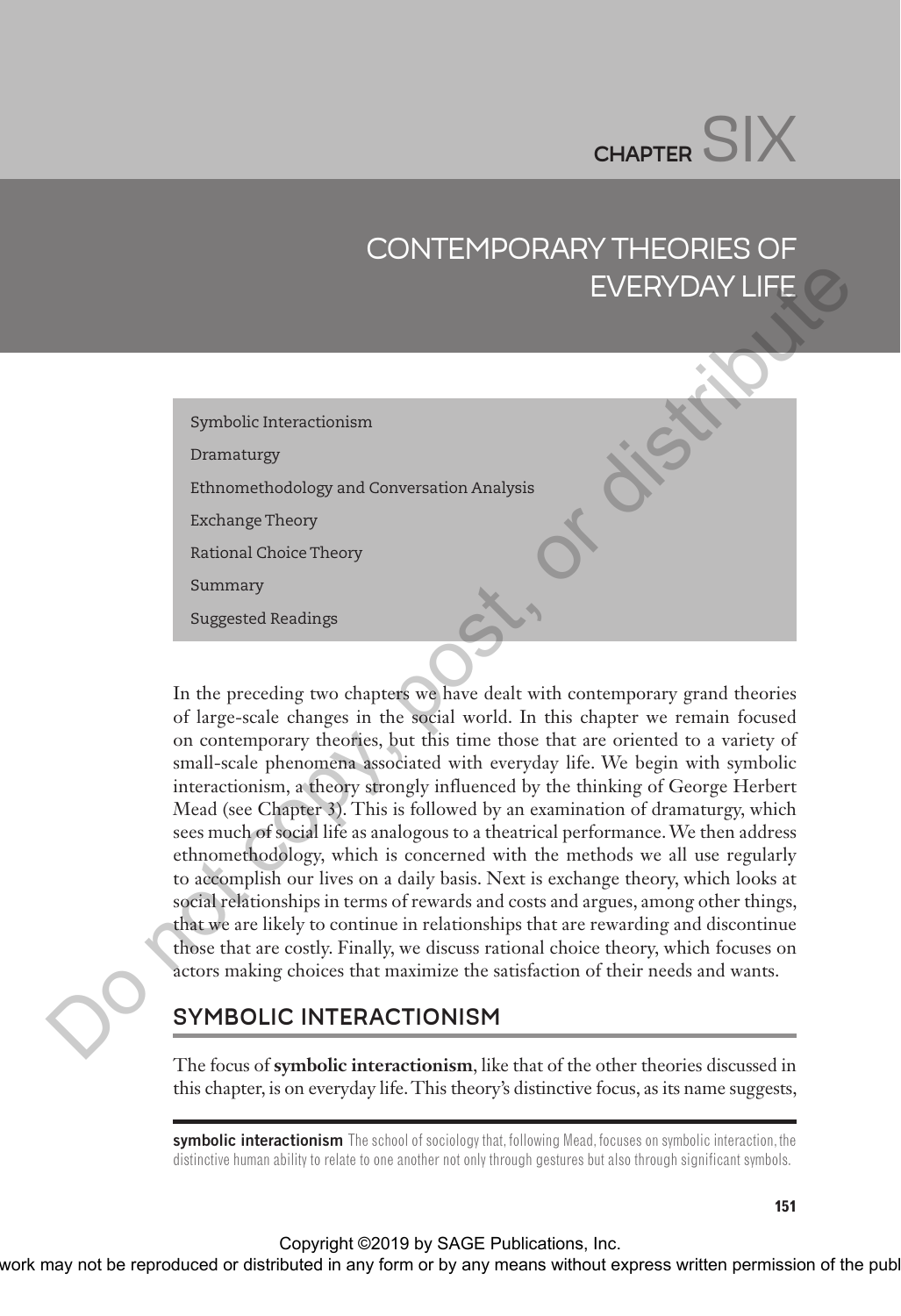# CHAPTER SIX

# CONTEMPORARY THEORIES OF EVERYDAY LIFE

- Symbolic Interactionism
- Dramaturgy
- Ethnomethodology and Conversation Analysis
- Exchange Theory
- Rational Choice Theory
- Summary
- Suggested Readings

In the preceding two chapters we have dealt with contemporary grand theories of large-scale changes in the social world. In this chapter we remain focused on contemporary theories, but this time those that are oriented to a variety of small-scale phenomena associated with everyday life. We begin with symbolic interactionism, a theory strongly influenced by the thinking of George Herbert Mead (see Chapter 3). This is followed by an examination of dramaturgy, which sees much of social life as analogous to a theatrical performance. We then address ethnomethodology, which is concerned with the methods we all use regularly to accomplish our lives on a daily basis. Next is exchange theory, which looks at social relationships in terms of rewards and costs and argues, among other things, that we are likely to continue in relationships that are rewarding and discontinue those that are costly. Finally, we discuss rational choice theory, which focuses on actors making choices that maximize the satisfaction of their needs and wants.

## SYMBOLIC INTERACTIONISM

The focus of **symbolic interactionism**, like that of the other theories discussed in this chapter, is on everyday life. This theory's distinctive focus, as its name suggests,

**symbolic interactionism** The school of sociology that, following Mead, focuses on symbolic interaction, the distinctive human ability to relate to one another not only through gestures but also through significant symbols.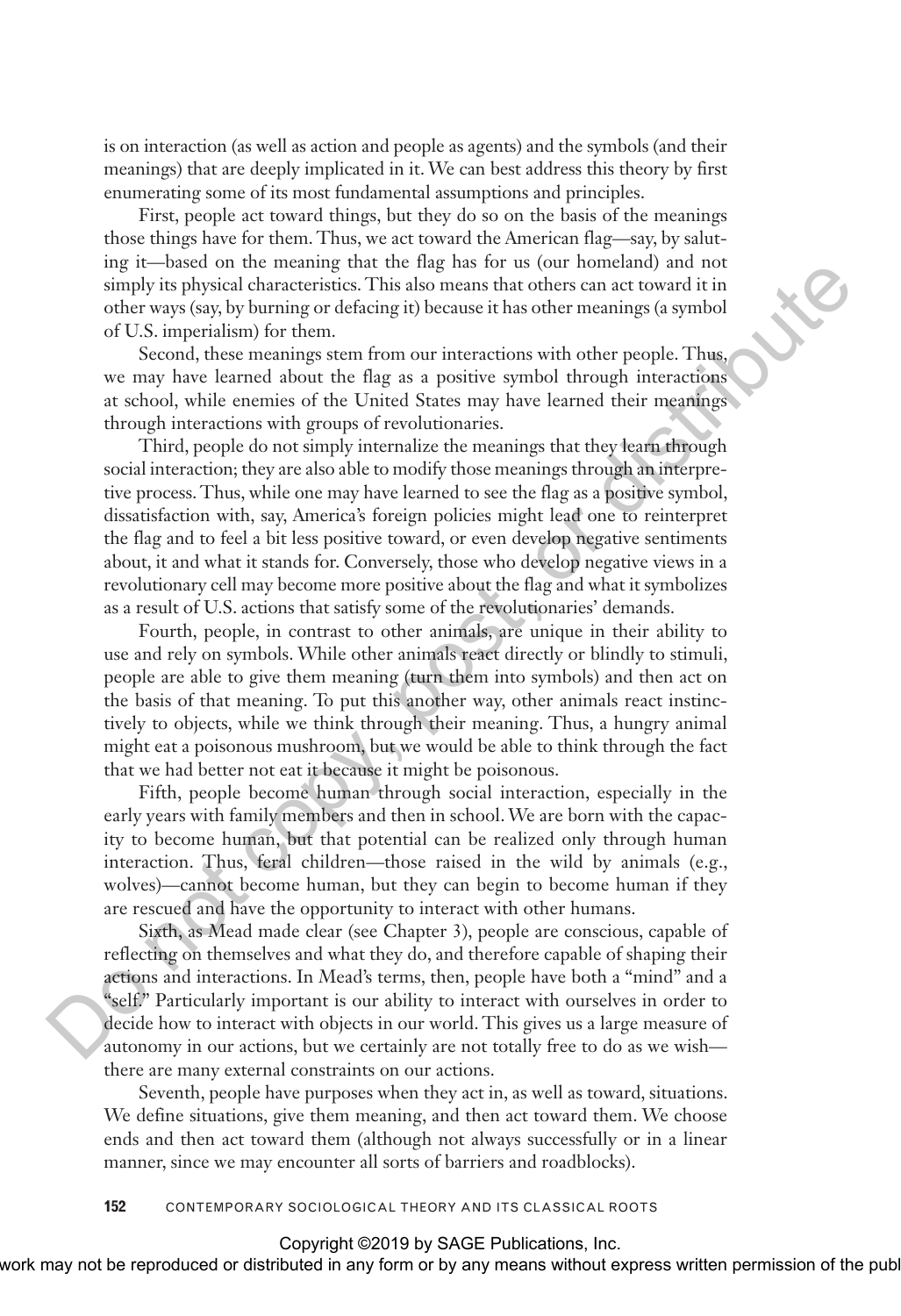is on interaction (as well as action and people as agents) and the symbols (and their meanings) that are deeply implicated in it. We can best address this theory by first enumerating some of its most fundamental assumptions and principles.

First, people act toward things, but they do so on the basis of the meanings those things have for them. Thus, we act toward the American flag—say, by saluting it—based on the meaning that the flag has for us (our homeland) and not simply its physical characteristics. This also means that others can act toward it in other ways (say, by burning or defacing it) because it has other meanings (a symbol of U.S. imperialism) for them.

Second, these meanings stem from our interactions with other people. Thus, we may have learned about the flag as a positive symbol through interactions at school, while enemies of the United States may have learned their meanings through interactions with groups of revolutionaries.

Third, people do not simply internalize the meanings that they learn through social interaction; they are also able to modify those meanings through an interpretive process. Thus, while one may have learned to see the flag as a positive symbol, dissatisfaction with, say, America's foreign policies might lead one to reinterpret the flag and to feel a bit less positive toward, or even develop negative sentiments about, it and what it stands for. Conversely, those who develop negative views in a revolutionary cell may become more positive about the flag and what it symbolizes as a result of U.S. actions that satisfy some of the revolutionaries' demands.

Fourth, people, in contrast to other animals, are unique in their ability to use and rely on symbols. While other animals react directly or blindly to stimuli, people are able to give them meaning (turn them into symbols) and then act on the basis of that meaning. To put this another way, other animals react instinctively to objects, while we think through their meaning. Thus, a hungry animal might eat a poisonous mushroom, but we would be able to think through the fact that we had better not eat it because it might be poisonous.

Fifth, people become human through social interaction, especially in the early years with family members and then in school. We are born with the capacity to become human, but that potential can be realized only through human interaction. Thus, feral children—those raised in the wild by animals (e.g., wolves)—cannot become human, but they can begin to become human if they are rescued and have the opportunity to interact with other humans.

Sixth, as Mead made clear (see Chapter 3), people are conscious, capable of reflecting on themselves and what they do, and therefore capable of shaping their actions and interactions. In Mead's terms, then, people have both a "mind" and a "self." Particularly important is our ability to interact with ourselves in order to decide how to interact with objects in our world. This gives us a large measure of autonomy in our actions, but we certainly are not totally free to do as we wish—there are many external constraints on our actions.

Seventh, people have purposes when they act in, as well as toward, situations. We define situations, give them meaning, and then act toward them. We choose ends and then act toward them (although not always successfully or in a linear manner, since we may encounter all sorts of barriers and roadblocks).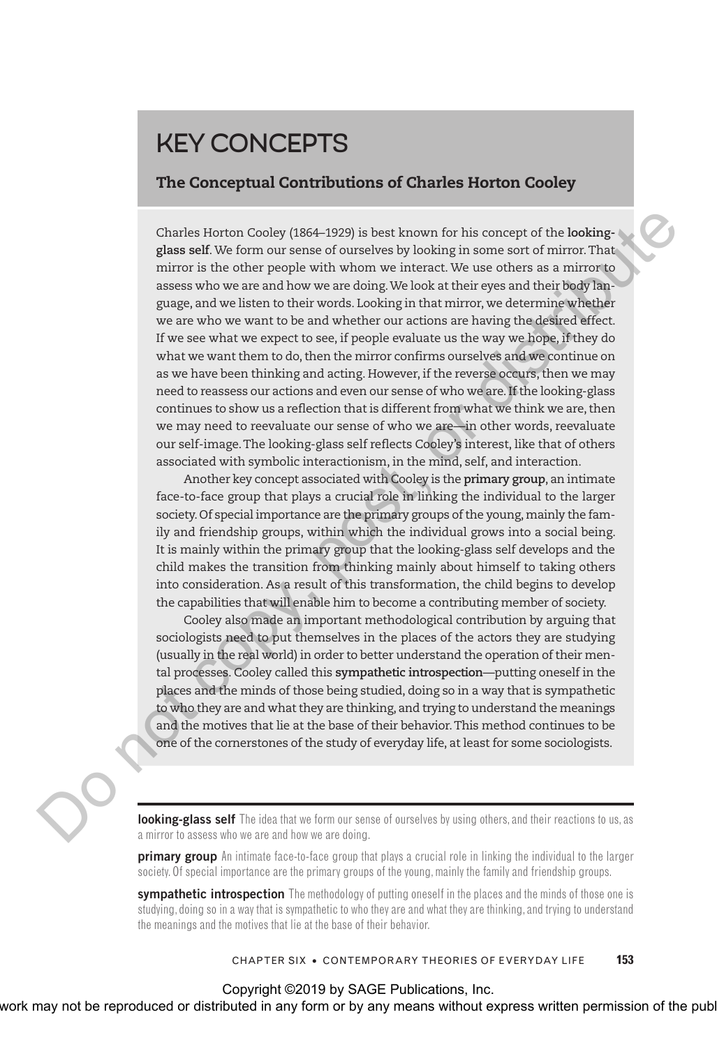# KEY CONCEPTS

## The Conceptual Contributions of Charles Horton Cooley

Charles Horton Cooley (1864–1929) is best known for his concept of the **looking-glass self**. We form our sense of ourselves by looking in some sort of mirror. That mirror is the other people with whom we interact. We use others as a mirror to assess who we are and how we are doing. We look at their eyes and their body language, and we listen to their words. Looking in that mirror, we determine whether we are who we want to be and whether our actions are having the desired effect. If we see what we expect to see, if people evaluate us the way we hope, if they do what we want them to do, then the mirror confirms ourselves and we continue on as we have been thinking and acting. However, if the reverse occurs, then we may need to reassess our actions and even our sense of who we are. If the looking-glass continues to show us a reflection that is different from what we think we are, then we may need to reevaluate our sense of who we are—in other words, reevaluate our self-image. The looking-glass self reflects Cooley's interest, like that of others associated with symbolic interactionism, in the mind, self, and interaction.

Another key concept associated with Cooley is the **primary group**, an intimate face-to-face group that plays a crucial role in linking the individual to the larger society. Of special importance are the primary groups of the young, mainly the family and friendship groups, within which the individual grows into a social being. It is mainly within the primary group that the looking-glass self develops and the child makes the transition from thinking mainly about himself to taking others into consideration. As a result of this transformation, the child begins to develop the capabilities that will enable him to become a contributing member of society.

Cooley also made an important methodological contribution by arguing that sociologists need to put themselves in the places of the actors they are studying (usually in the real world) in order to better understand the operation of their mental processes. Cooley called this **sympathetic introspection**—putting oneself in the places and the minds of those being studied, doing so in a way that is sympathetic to who they are and what they are thinking, and trying to understand the meanings and the motives that lie at the base of their behavior. This method continues to be one of the cornerstones of the study of everyday life, at least for some sociologists.

---

**looking-glass self** The idea that we form our sense of ourselves by using others, and their reactions to us, as a mirror to assess who we are and how we are doing.

**primary group** An intimate face-to-face group that plays a crucial role in linking the individual to the larger society. Of special importance are the primary groups of the young, mainly the family and friendship groups.

**sympathetic introspection** The methodology of putting oneself in the places and the minds of those one is studying, doing so in a way that is sympathetic to who they are and what they are thinking, and trying to understand the meanings and the motives that lie at the base of their behavior.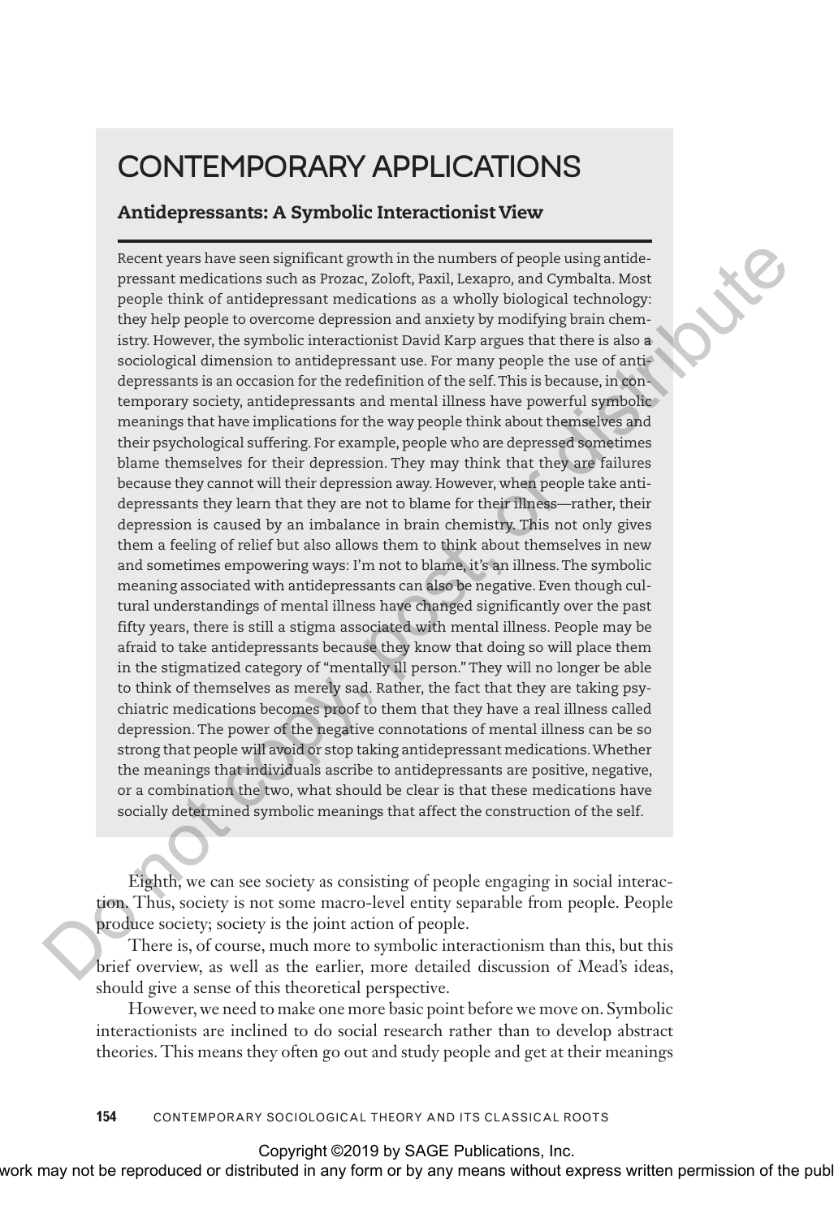## CONTEMPORARY APPLICATIONS

### Antidepressants: A Symbolic Interactionist View

Recent years have seen significant growth in the numbers of people using antidepressant medications such as Prozac, Zoloft, Paxil, Lexapro, and Cymbalta. Most people think of antidepressant medications as a wholly biological technology: they help people to overcome depression and anxiety by modifying brain chemistry. However, the symbolic interactionist David Karp argues that there is also a sociological dimension to antidepressant use. For many people the use of antidepressants is an occasion for the redefinition of the self. This is because, in contemporary society, antidepressants and mental illness have powerful symbolic meanings that have implications for the way people think about themselves and their psychological suffering. For example, people who are depressed sometimes blame themselves for their depression. They may think that they are failures because they cannot will their depression away. However, when people take antidepressants they learn that they are not to blame for their illness—rather, their depression is caused by an imbalance in brain chemistry. This not only gives them a feeling of relief but also allows them to think about themselves in new and sometimes empowering ways: I'm not to blame, it's an illness. The symbolic meaning associated with antidepressants can also be negative. Even though cultural understandings of mental illness have changed significantly over the past fifty years, there is still a stigma associated with mental illness. People may be afraid to take antidepressants because they know that doing so will place them in the stigmatized category of "mentally ill person." They will no longer be able to think of themselves as merely sad. Rather, the fact that they are taking psychiatric medications becomes proof to them that they have a real illness called depression. The power of the negative connotations of mental illness can be so strong that people will avoid or stop taking antidepressant medications. Whether the meanings that individuals ascribe to antidepressants are positive, negative, or a combination the two, what should be clear is that these medications have socially determined symbolic meanings that affect the construction of the self.

Eighth, we can see society as consisting of people engaging in social interaction. Thus, society is not some macro-level entity separable from people. People produce society; society is the joint action of people.

There is, of course, much more to symbolic interactionism than this, but this brief overview, as well as the earlier, more detailed discussion of Mead's ideas, should give a sense of this theoretical perspective.

However, we need to make one more basic point before we move on. Symbolic interactionists are inclined to do social research rather than to develop abstract theories. This means they often go out and study people and get at their meanings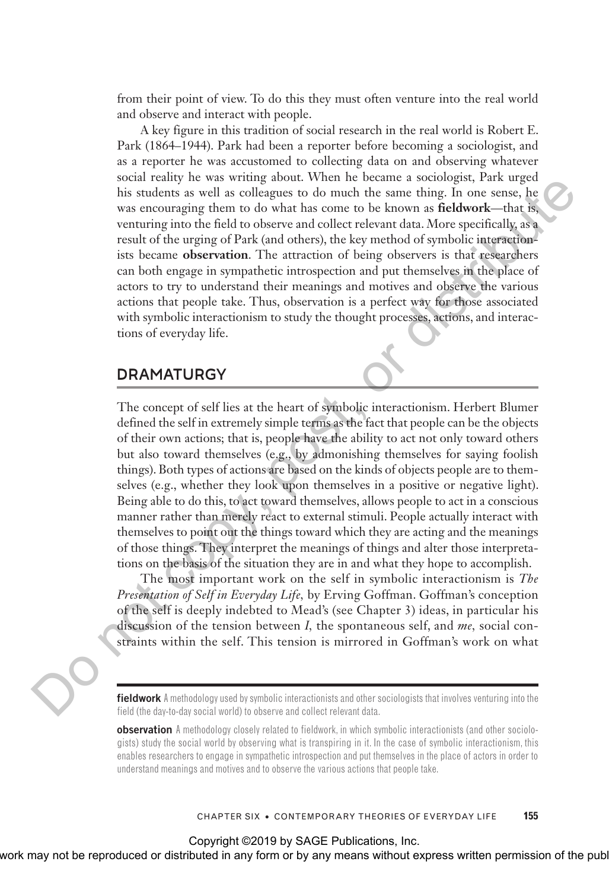from their point of view. To do this they must often venture into the real world and observe and interact with people.

A key figure in this tradition of social research in the real world is Robert E. Park (1864–1944). Park had been a reporter before becoming a sociologist, and as a reporter he was accustomed to collecting data on and observing whatever social reality he was writing about. When he became a sociologist, Park urged his students as well as colleagues to do much the same thing. In one sense, he was encouraging them to do what has come to be known as **fieldwork**—that is, venturing into the field to observe and collect relevant data. More specifically, as a result of the urging of Park (and others), the key method of symbolic interactionists became **observation**. The attraction of being observers is that researchers can both engage in sympathetic introspection and put themselves in the place of actors to try to understand their meanings and motives and observe the various actions that people take. Thus, observation is a perfect way for those associated with symbolic interactionism to study the thought processes, actions, and interactions of everyday life.

## DRAMATURGY

The concept of self lies at the heart of symbolic interactionism. Herbert Blumer defined the self in extremely simple terms as the fact that people can be the objects of their own actions; that is, people have the ability to act not only toward others but also toward themselves (e.g., by admonishing themselves for saying foolish things). Both types of actions are based on the kinds of objects people are to themselves (e.g., whether they look upon themselves in a positive or negative light). Being able to do this, to act toward themselves, allows people to act in a conscious manner rather than merely react to external stimuli. People actually interact with themselves to point out the things toward which they are acting and the meanings of those things. They interpret the meanings of things and alter those interpretations on the basis of the situation they are in and what they hope to accomplish.

The most important work on the self in symbolic interactionism is *The Presentation of Self in Everyday Life*, by Erving Goffman. Goffman's conception of the self is deeply indebted to Mead's (see Chapter 3) ideas, in particular his discussion of the tension between *I*, the spontaneous self, and *me*, social constraints within the self. This tension is mirrored in Goffman's work on what

---

**fieldwork** A methodology used by symbolic interactionists and other sociologists that involves venturing into the field (the day-to-day social world) to observe and collect relevant data.

**observation** A methodology closely related to fieldwork, in which symbolic interactionists (and other sociologists) study the social world by observing what is transpiring in it. In the case of symbolic interactionism, this enables researchers to engage in sympathetic introspection and put themselves in the place of actors in order to understand meanings and motives and to observe the various actions that people take.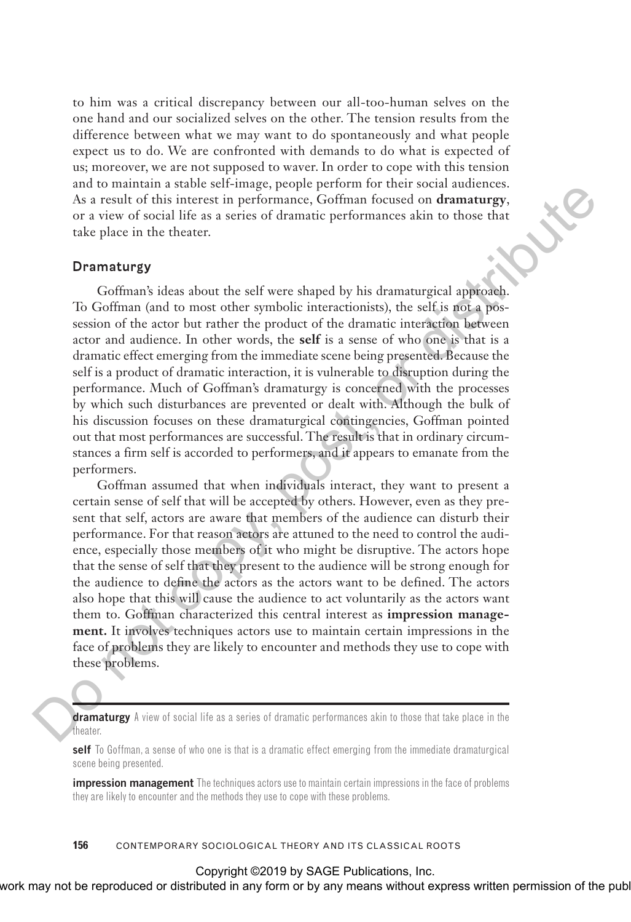to him was a critical discrepancy between our all-too-human selves on the one hand and our socialized selves on the other. The tension results from the difference between what we may want to do spontaneously and what people expect us to do. We are confronted with demands to do what is expected of us; moreover, we are not supposed to waver. In order to cope with this tension and to maintain a stable self-image, people perform for their social audiences. As a result of this interest in performance, Goffman focused on **dramaturgy**, or a view of social life as a series of dramatic performances akin to those that take place in the theater.

### Dramaturgy

Goffman's ideas about the self were shaped by his dramaturgical approach. To Goffman (and to most other symbolic interactionists), the self is not a possession of the actor but rather the product of the dramatic interaction between actor and audience. In other words, the **self** is a sense of who one is that is a dramatic effect emerging from the immediate scene being presented. Because the self is a product of dramatic interaction, it is vulnerable to disruption during the performance. Much of Goffman's dramaturgy is concerned with the processes by which such disturbances are prevented or dealt with. Although the bulk of his discussion focuses on these dramaturgical contingencies, Goffman pointed out that most performances are successful. The result is that in ordinary circumstances a firm self is accorded to performers, and it appears to emanate from the performers.

Goffman assumed that when individuals interact, they want to present a certain sense of self that will be accepted by others. However, even as they present that self, actors are aware that members of the audience can disturb their performance. For that reason actors are attuned to the need to control the audience, especially those members of it who might be disruptive. The actors hope that the sense of self that they present to the audience will be strong enough for the audience to define the actors as the actors want to be defined. The actors also hope that this will cause the audience to act voluntarily as the actors want them to. Goffman characterized this central interest as **impression management.** It involves techniques actors use to maintain certain impressions in the face of problems they are likely to encounter and methods they use to cope with these problems.

---

**dramaturgy** A view of social life as a series of dramatic performances akin to those that take place in the theater.

**self** To Goffman, a sense of who one is that is a dramatic effect emerging from the immediate dramaturgical scene being presented.

**impression management** The techniques actors use to maintain certain impressions in the face of problems they are likely to encounter and the methods they use to cope with these problems.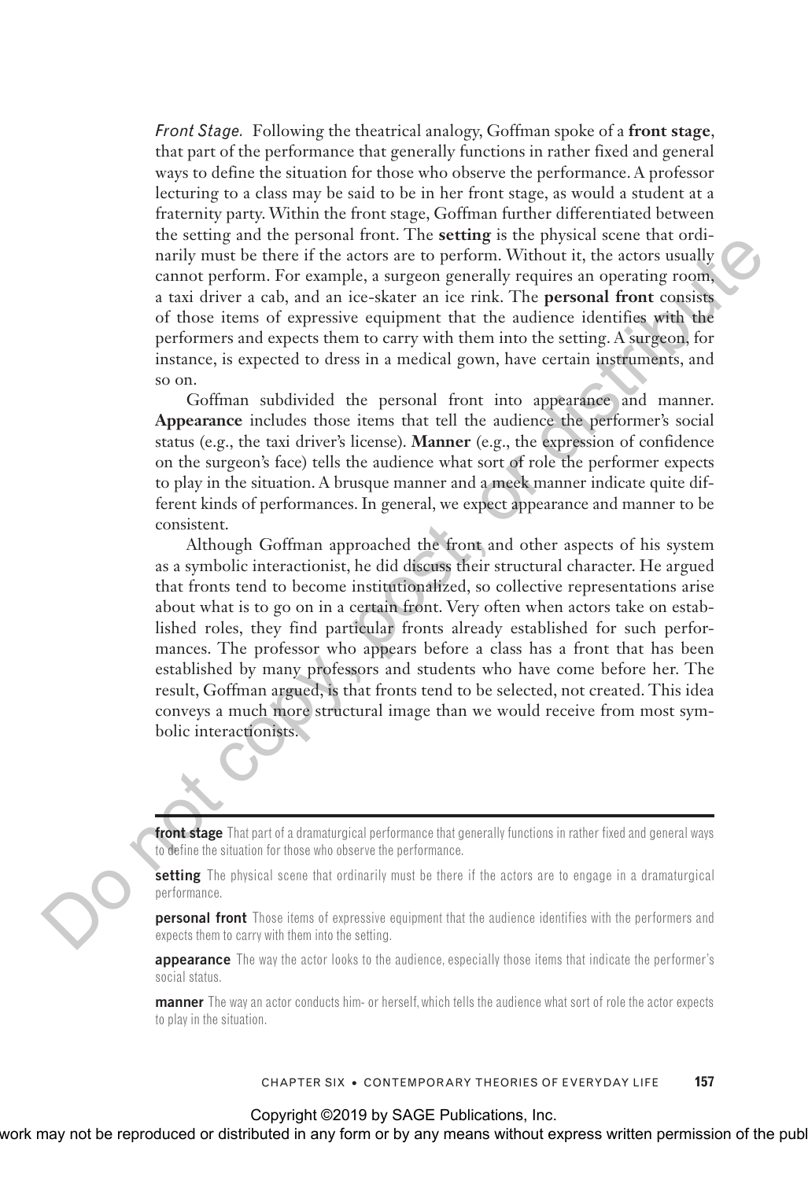*Front Stage.* Following the theatrical analogy, Goffman spoke of a **front stage**, that part of the performance that generally functions in rather fixed and general ways to define the situation for those who observe the performance. A professor lecturing to a class may be said to be in her front stage, as would a student at a fraternity party. Within the front stage, Goffman further differentiated between the setting and the personal front. The **setting** is the physical scene that ordinarily must be there if the actors are to perform. Without it, the actors usually cannot perform. For example, a surgeon generally requires an operating room, a taxi driver a cab, and an ice-skater an ice rink. The **personal front** consists of those items of expressive equipment that the audience identifies with the performers and expects them to carry with them into the setting. A surgeon, for instance, is expected to dress in a medical gown, have certain instruments, and so on.

Goffman subdivided the personal front into appearance and manner. **Appearance** includes those items that tell the audience the performer's social status (e.g., the taxi driver's license). **Manner** (e.g., the expression of confidence on the surgeon's face) tells the audience what sort of role the performer expects to play in the situation. A brusque manner and a meek manner indicate quite different kinds of performances. In general, we expect appearance and manner to be consistent.

Although Goffman approached the front and other aspects of his system as a symbolic interactionist, he did discuss their structural character. He argued that fronts tend to become institutionalized, so collective representations arise about what is to go on in a certain front. Very often when actors take on established roles, they find particular fronts already established for such performances. The professor who appears before a class has a front that has been established by many professors and students who have come before her. The result, Goffman argued, is that fronts tend to be selected, not created. This idea conveys a much more structural image than we would receive from most symbolic interactionists.

---

**front stage** That part of a dramaturgical performance that generally functions in rather fixed and general ways to define the situation for those who observe the performance.

**setting** The physical scene that ordinarily must be there if the actors are to engage in a dramaturgical performance.

**personal front** Those items of expressive equipment that the audience identifies with the performers and expects them to carry with them into the setting.

**appearance** The way the actor looks to the audience, especially those items that indicate the performer's social status.

**manner** The way an actor conducts him- or herself, which tells the audience what sort of role the actor expects to play in the situation.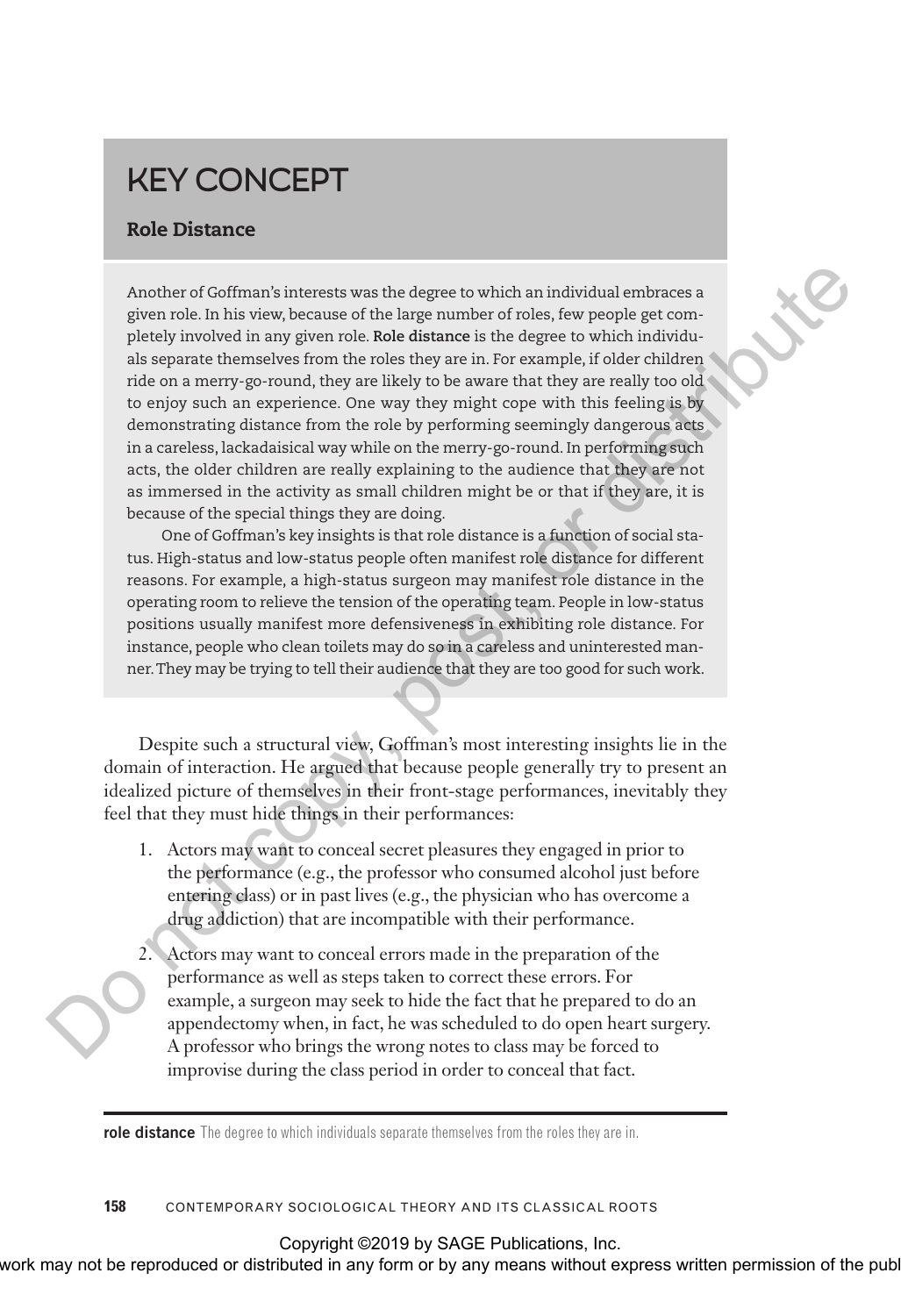## KEY CONCEPT

### Role Distance

Another of Goffman's interests was the degree to which an individual embraces a given role. In his view, because of the large number of roles, few people get completely involved in any given role. **Role distance** is the degree to which individuals separate themselves from the roles they are in. For example, if older children ride on a merry-go-round, they are likely to be aware that they are really too old to enjoy such an experience. One way they might cope with this feeling is by demonstrating distance from the role by performing seemingly dangerous acts in a careless, lackadaisical way while on the merry-go-round. In performing such acts, the older children are really explaining to the audience that they are not as immersed in the activity as small children might be or that if they are, it is because of the special things they are doing.

One of Goffman's key insights is that role distance is a function of social status. High-status and low-status people often manifest role distance for different reasons. For example, a high-status surgeon may manifest role distance in the operating room to relieve the tension of the operating team. People in low-status positions usually manifest more defensiveness in exhibiting role distance. For instance, people who clean toilets may do so in a careless and uninterested manner. They may be trying to tell their audience that they are too good for such work.

Despite such a structural view, Goffman's most interesting insights lie in the domain of interaction. He argued that because people generally try to present an idealized picture of themselves in their front-stage performances, inevitably they feel that they must hide things in their performances:

1. Actors may want to conceal secret pleasures they engaged in prior to the performance (e.g., the professor who consumed alcohol just before entering class) or in past lives (e.g., the physician who has overcome a drug addiction) that are incompatible with their performance.
2. Actors may want to conceal errors made in the preparation of the performance as well as steps taken to correct these errors. For example, a surgeon may seek to hide the fact that he prepared to do an appendectomy when, in fact, he was scheduled to do open heart surgery. A professor who brings the wrong notes to class may be forced to improvise during the class period in order to conceal that fact.

**role distance** The degree to which individuals separate themselves from the roles they are in.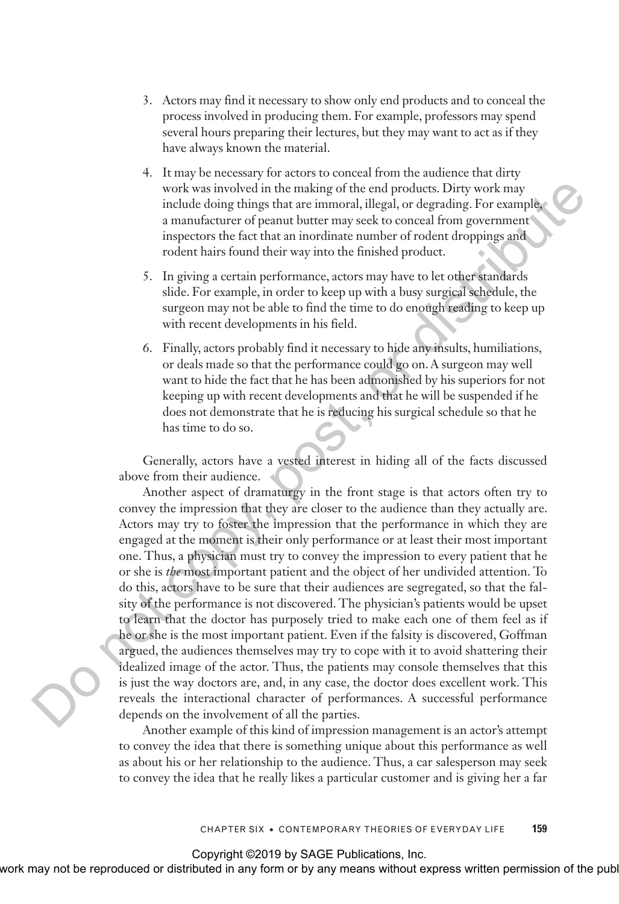3. Actors may find it necessary to show only end products and to conceal the process involved in producing them. For example, professors may spend several hours preparing their lectures, but they may want to act as if they have always known the material.

4. It may be necessary for actors to conceal from the audience that dirty work was involved in the making of the end products. Dirty work may include doing things that are immoral, illegal, or degrading. For example, a manufacturer of peanut butter may seek to conceal from government inspectors the fact that an inordinate number of rodent droppings and rodent hairs found their way into the finished product.

5. In giving a certain performance, actors may have to let other standards slide. For example, in order to keep up with a busy surgical schedule, the surgeon may not be able to find the time to do enough reading to keep up with recent developments in his field.

6. Finally, actors probably find it necessary to hide any insults, humiliations, or deals made so that the performance could go on. A surgeon may well want to hide the fact that he has been admonished by his superiors for not keeping up with recent developments and that he will be suspended if he does not demonstrate that he is reducing his surgical schedule so that he has time to do so.

Generally, actors have a vested interest in hiding all of the facts discussed above from their audience.

Another aspect of dramaturgy in the front stage is that actors often try to convey the impression that they are closer to the audience than they actually are. Actors may try to foster the impression that the performance in which they are engaged at the moment is their only performance or at least their most important one. Thus, a physician must try to convey the impression to every patient that he or she is *the* most important patient and the object of her undivided attention. To do this, actors have to be sure that their audiences are segregated, so that the falsity of the performance is not discovered. The physician's patients would be upset to learn that the doctor has purposely tried to make each one of them feel as if he or she is the most important patient. Even if the falsity is discovered, Goffman argued, the audiences themselves may try to cope with it to avoid shattering their idealized image of the actor. Thus, the patients may console themselves that this is just the way doctors are, and, in any case, the doctor does excellent work. This reveals the interactional character of performances. A successful performance depends on the involvement of all the parties.

Another example of this kind of impression management is an actor's attempt to convey the idea that there is something unique about this performance as well as about his or her relationship to the audience. Thus, a car salesperson may seek to convey the idea that he really likes a particular customer and is giving her a far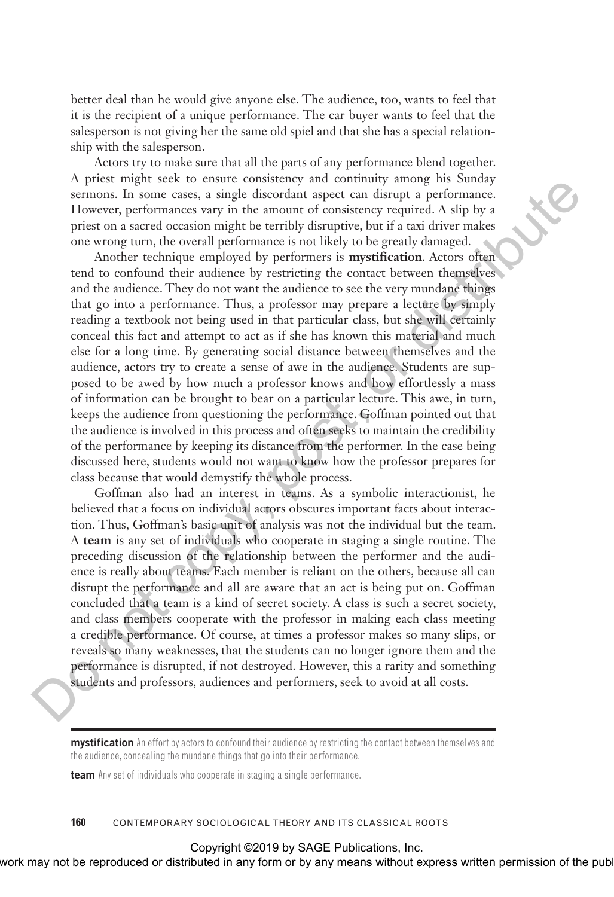better deal than he would give anyone else. The audience, too, wants to feel that it is the recipient of a unique performance. The car buyer wants to feel that the salesperson is not giving her the same old spiel and that she has a special relationship with the salesperson.

Actors try to make sure that all the parts of any performance blend together. A priest might seek to ensure consistency and continuity among his Sunday sermons. In some cases, a single discordant aspect can disrupt a performance. However, performances vary in the amount of consistency required. A slip by a priest on a sacred occasion might be terribly disruptive, but if a taxi driver makes one wrong turn, the overall performance is not likely to be greatly damaged.

Another technique employed by performers is **mystification**. Actors often tend to confound their audience by restricting the contact between themselves and the audience. They do not want the audience to see the very mundane things that go into a performance. Thus, a professor may prepare a lecture by simply reading a textbook not being used in that particular class, but she will certainly conceal this fact and attempt to act as if she has known this material and much else for a long time. By generating social distance between themselves and the audience, actors try to create a sense of awe in the audience. Students are supposed to be awed by how much a professor knows and how effortlessly a mass of information can be brought to bear on a particular lecture. This awe, in turn, keeps the audience from questioning the performance. Goffman pointed out that the audience is involved in this process and often seeks to maintain the credibility of the performance by keeping its distance from the performer. In the case being discussed here, students would not want to know how the professor prepares for class because that would demystify the whole process.

Goffman also had an interest in teams. As a symbolic interactionist, he believed that a focus on individual actors obscures important facts about interaction. Thus, Goffman's basic unit of analysis was not the individual but the team. A **team** is any set of individuals who cooperate in staging a single routine. The preceding discussion of the relationship between the performer and the audience is really about teams. Each member is reliant on the others, because all can disrupt the performance and all are aware that an act is being put on. Goffman concluded that a team is a kind of secret society. A class is such a secret society, and class members cooperate with the professor in making each class meeting a credible performance. Of course, at times a professor makes so many slips, or reveals so many weaknesses, that the students can no longer ignore them and the performance is disrupted, if not destroyed. However, this a rarity and something students and professors, audiences and performers, seek to avoid at all costs.

---

**mystification** An effort by actors to confound their audience by restricting the contact between themselves and the audience, concealing the mundane things that go into their performance.

**team** Any set of individuals who cooperate in staging a single performance.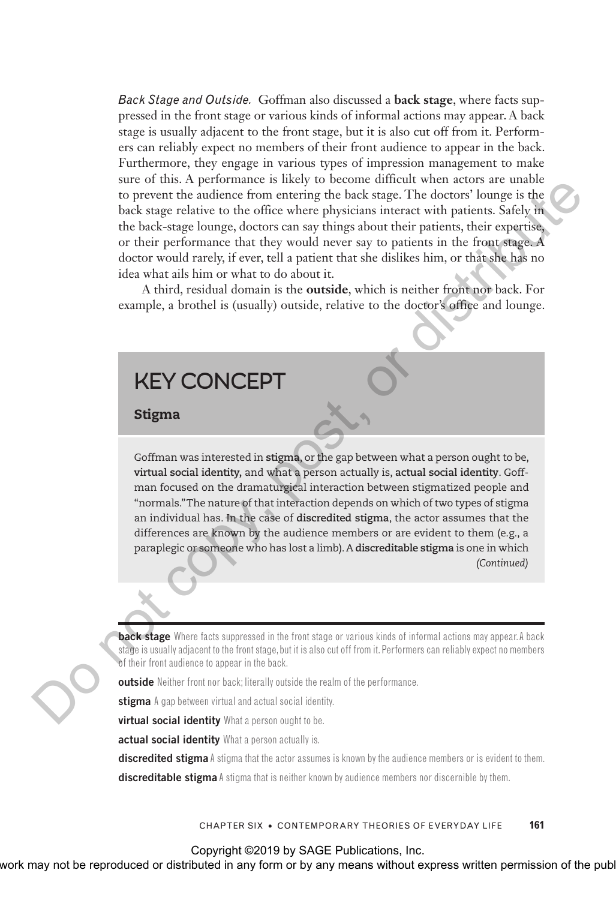*Back Stage and Outside.* Goffman also discussed a **back stage**, where facts suppressed in the front stage or various kinds of informal actions may appear. A back stage is usually adjacent to the front stage, but it is also cut off from it. Performers can reliably expect no members of their front audience to appear in the back. Furthermore, they engage in various types of impression management to make sure of this. A performance is likely to become difficult when actors are unable to prevent the audience from entering the back stage. The doctors' lounge is the back stage relative to the office where physicians interact with patients. Safely in the back-stage lounge, doctors can say things about their patients, their expertise, or their performance that they would never say to patients in the front stage. A doctor would rarely, if ever, tell a patient that she dislikes him, or that she has no idea what ails him or what to do about it.

A third, residual domain is the **outside**, which is neither front nor back. For example, a brothel is (usually) outside, relative to the doctor's office and lounge.

## KEY CONCEPT

### Stigma

Goffman was interested in **stigma**, or the gap between what a person ought to be, **virtual social identity,** and what a person actually is, **actual social identity**. Goffman focused on the dramaturgical interaction between stigmatized people and "normals." The nature of that interaction depends on which of two types of stigma an individual has. In the case of **discredited stigma**, the actor assumes that the differences are known by the audience members or are evident to them (e.g., a paraplegic or someone who has lost a limb). A **discreditable stigma** is one in which

*(Continued)*

---

**back stage** Where facts suppressed in the front stage or various kinds of informal actions may appear. A back stage is usually adjacent to the front stage, but it is also cut off from it. Performers can reliably expect no members of their front audience to appear in the back.

**outside** Neither front nor back; literally outside the realm of the performance.

**stigma** A gap between virtual and actual social identity.

**virtual social identity** What a person ought to be.

**actual social identity** What a person actually is.

**discredited stigma** A stigma that the actor assumes is known by the audience members or is evident to them.

**discreditable stigma** A stigma that is neither known by audience members nor discernible by them.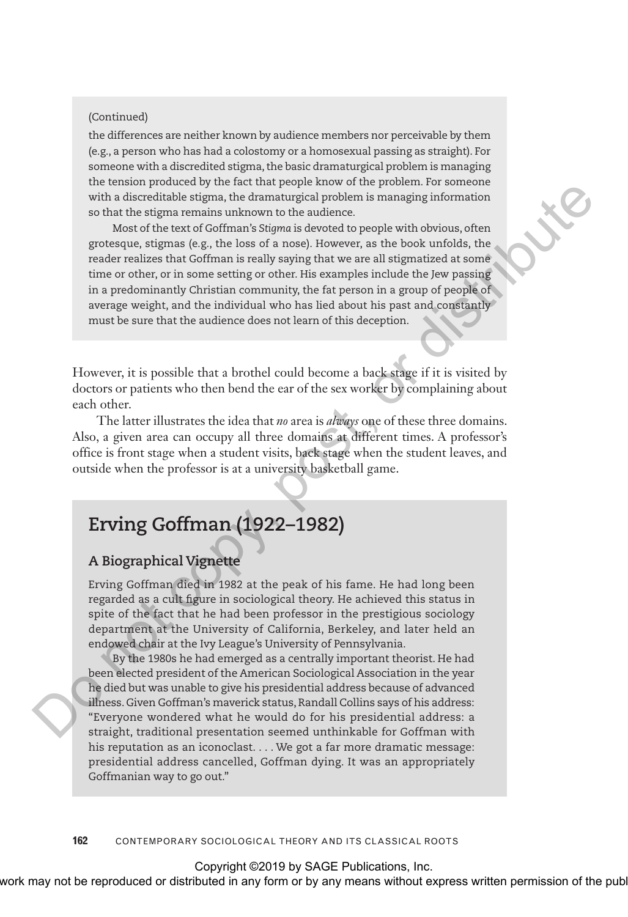(Continued)

the differences are neither known by audience members nor perceivable by them (e.g., a person who has had a colostomy or a homosexual passing as straight). For someone with a discredited stigma, the basic dramaturgical problem is managing the tension produced by the fact that people know of the problem. For someone with a discreditable stigma, the dramaturgical problem is managing information so that the stigma remains unknown to the audience.

Most of the text of Goffman's *Stigma* is devoted to people with obvious, often grotesque, stigmas (e.g., the loss of a nose). However, as the book unfolds, the reader realizes that Goffman is really saying that we are all stigmatized at some time or other, or in some setting or other. His examples include the Jew passing in a predominantly Christian community, the fat person in a group of people of average weight, and the individual who has lied about his past and constantly must be sure that the audience does not learn of this deception.

However, it is possible that a brothel could become a back stage if it is visited by doctors or patients who then bend the ear of the sex worker by complaining about each other.

The latter illustrates the idea that *no* area is *always* one of these three domains. Also, a given area can occupy all three domains at different times. A professor's office is front stage when a student visits, back stage when the student leaves, and outside when the professor is at a university basketball game.

## Erving Goffman (1922–1982)

### A Biographical Vignette

Erving Goffman died in 1982 at the peak of his fame. He had long been regarded as a cult figure in sociological theory. He achieved this status in spite of the fact that he had been professor in the prestigious sociology department at the University of California, Berkeley, and later held an endowed chair at the Ivy League's University of Pennsylvania.

By the 1980s he had emerged as a centrally important theorist. He had been elected president of the American Sociological Association in the year he died but was unable to give his presidential address because of advanced illness. Given Goffman's maverick status, Randall Collins says of his address: "Everyone wondered what he would do for his presidential address: a straight, traditional presentation seemed unthinkable for Goffman with his reputation as an iconoclast. . . . We got a far more dramatic message: presidential address cancelled, Goffman dying. It was an appropriately Goffmanian way to go out."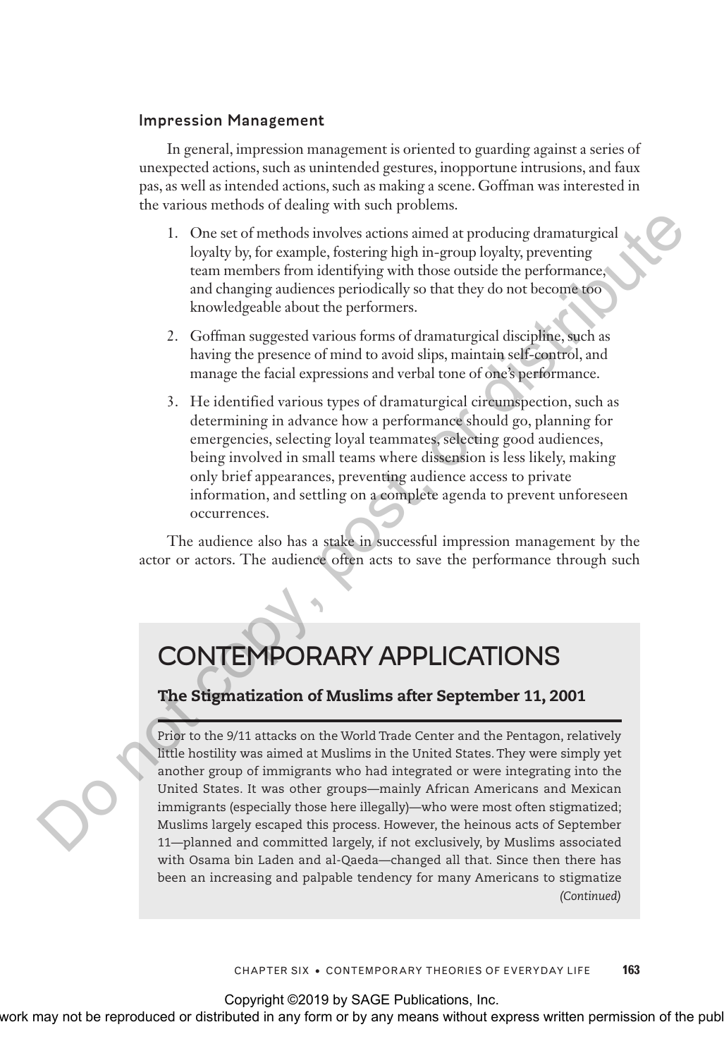### Impression Management

In general, impression management is oriented to guarding against a series of unexpected actions, such as unintended gestures, inopportune intrusions, and faux pas, as well as intended actions, such as making a scene. Goffman was interested in the various methods of dealing with such problems.

1. One set of methods involves actions aimed at producing dramaturgical loyalty by, for example, fostering high in-group loyalty, preventing team members from identifying with those outside the performance, and changing audiences periodically so that they do not become too knowledgeable about the performers.
2. Goffman suggested various forms of dramaturgical discipline, such as having the presence of mind to avoid slips, maintain self-control, and manage the facial expressions and verbal tone of one's performance.
3. He identified various types of dramaturgical circumspection, such as determining in advance how a performance should go, planning for emergencies, selecting loyal teammates, selecting good audiences, being involved in small teams where dissension is less likely, making only brief appearances, preventing audience access to private information, and settling on a complete agenda to prevent unforeseen occurrences.

The audience also has a stake in successful impression management by the actor or actors. The audience often acts to save the performance through such

## CONTEMPORARY APPLICATIONS

### The Stigmatization of Muslims after September 11, 2001

Prior to the 9/11 attacks on the World Trade Center and the Pentagon, relatively little hostility was aimed at Muslims in the United States. They were simply yet another group of immigrants who had integrated or were integrating into the United States. It was other groups—mainly African Americans and Mexican immigrants (especially those here illegally)—who were most often stigmatized; Muslims largely escaped this process. However, the heinous acts of September 11—planned and committed largely, if not exclusively, by Muslims associated with Osama bin Laden and al-Qaeda—changed all that. Since then there has been an increasing and palpable tendency for many Americans to stigmatize

*(Continued)*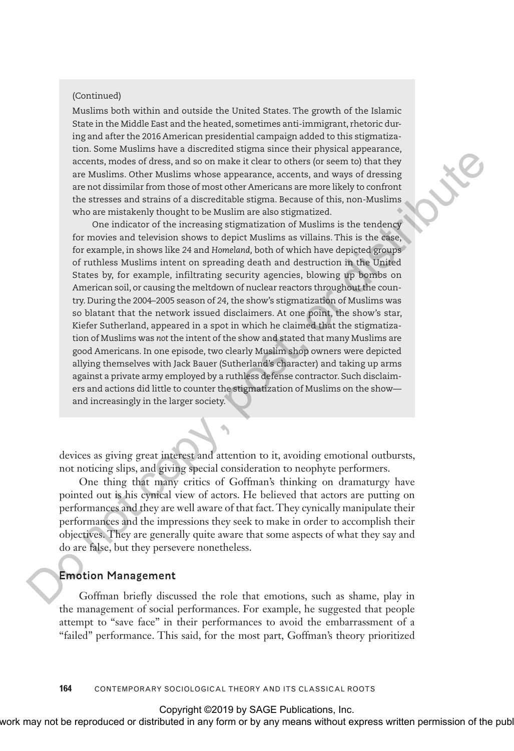(Continued)

Muslims both within and outside the United States. The growth of the Islamic State in the Middle East and the heated, sometimes anti-immigrant, rhetoric during and after the 2016 American presidential campaign added to this stigmatization. Some Muslims have a discredited stigma since their physical appearance, accents, modes of dress, and so on make it clear to others (or seem to) that they are Muslims. Other Muslims whose appearance, accents, and ways of dressing are not dissimilar from those of most other Americans are more likely to confront the stresses and strains of a discreditable stigma. Because of this, non-Muslims who are mistakenly thought to be Muslim are also stigmatized.

One indicator of the increasing stigmatization of Muslims is the tendency for movies and television shows to depict Muslims as villains. This is the case, for example, in shows like *24* and *Homeland*, both of which have depicted groups of ruthless Muslims intent on spreading death and destruction in the United States by, for example, infiltrating security agencies, blowing up bombs on American soil, or causing the meltdown of nuclear reactors throughout the country. During the 2004–2005 season of *24*, the show's stigmatization of Muslims was so blatant that the network issued disclaimers. At one point, the show's star, Kiefer Sutherland, appeared in a spot in which he claimed that the stigmatization of Muslims was *not* the intent of the show and stated that many Muslims are good Americans. In one episode, two clearly Muslim shop owners were depicted allying themselves with Jack Bauer (Sutherland's character) and taking up arms against a private army employed by a ruthless defense contractor. Such disclaimers and actions did little to counter the stigmatization of Muslims on the show—and increasingly in the larger society.

devices as giving great interest and attention to it, avoiding emotional outbursts, not noticing slips, and giving special consideration to neophyte performers.

One thing that many critics of Goffman's thinking on dramaturgy have pointed out is his cynical view of actors. He believed that actors are putting on performances and they are well aware of that fact. They cynically manipulate their performances and the impressions they seek to make in order to accomplish their objectives. They are generally quite aware that some aspects of what they say and do are false, but they persevere nonetheless.

## Emotion Management

Goffman briefly discussed the role that emotions, such as shame, play in the management of social performances. For example, he suggested that people attempt to "save face" in their performances to avoid the embarrassment of a "failed" performance. This said, for the most part, Goffman's theory prioritized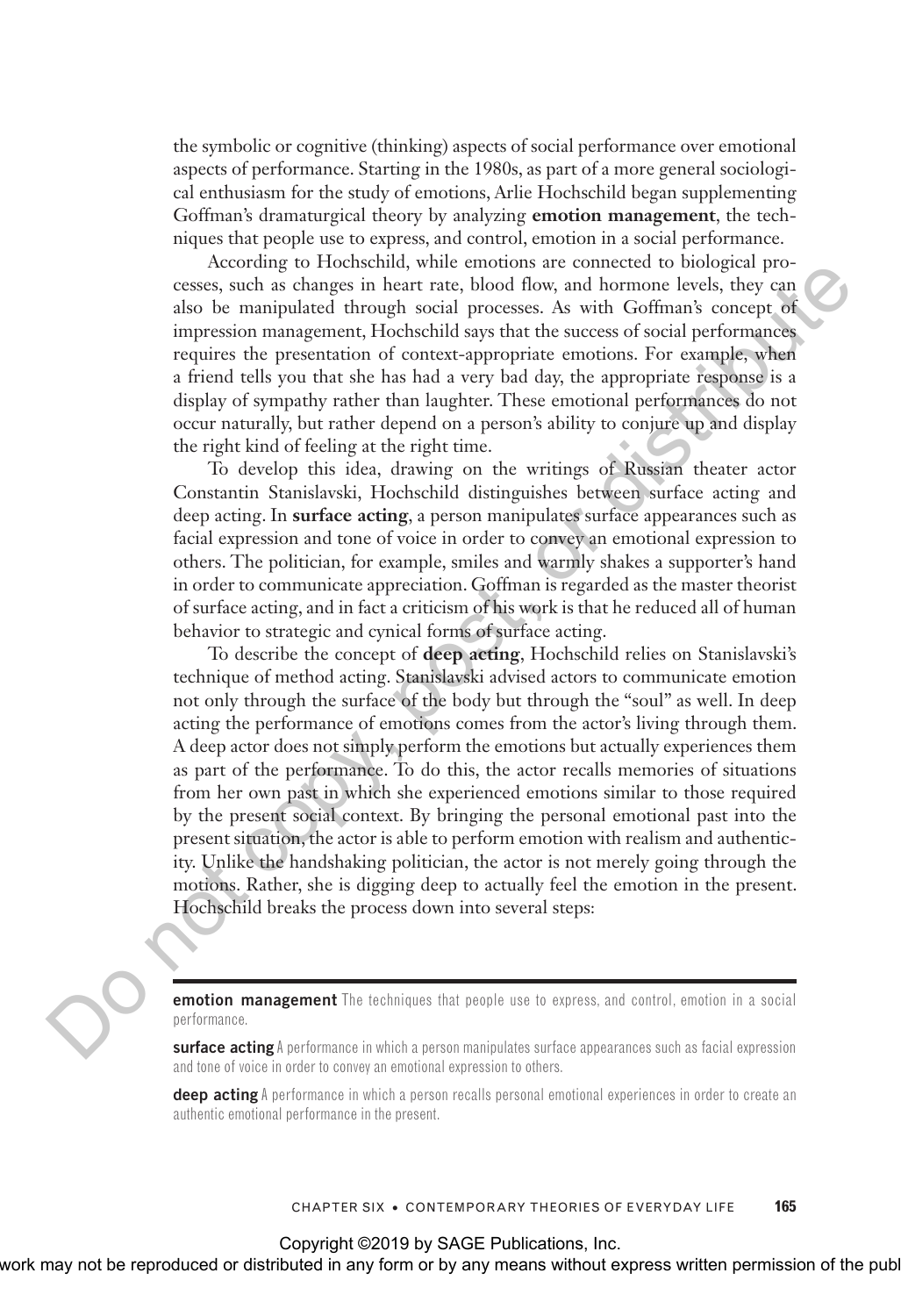the symbolic or cognitive (thinking) aspects of social performance over emotional aspects of performance. Starting in the 1980s, as part of a more general sociological enthusiasm for the study of emotions, Arlie Hochschild began supplementing Goffman's dramaturgical theory by analyzing **emotion management**, the techniques that people use to express, and control, emotion in a social performance.

According to Hochschild, while emotions are connected to biological processes, such as changes in heart rate, blood flow, and hormone levels, they can also be manipulated through social processes. As with Goffman's concept of impression management, Hochschild says that the success of social performances requires the presentation of context-appropriate emotions. For example, when a friend tells you that she has had a very bad day, the appropriate response is a display of sympathy rather than laughter. These emotional performances do not occur naturally, but rather depend on a person's ability to conjure up and display the right kind of feeling at the right time.

To develop this idea, drawing on the writings of Russian theater actor Constantin Stanislavski, Hochschild distinguishes between surface acting and deep acting. In **surface acting**, a person manipulates surface appearances such as facial expression and tone of voice in order to convey an emotional expression to others. The politician, for example, smiles and warmly shakes a supporter's hand in order to communicate appreciation. Goffman is regarded as the master theorist of surface acting, and in fact a criticism of his work is that he reduced all of human behavior to strategic and cynical forms of surface acting.

To describe the concept of **deep acting**, Hochschild relies on Stanislavski's technique of method acting. Stanislavski advised actors to communicate emotion not only through the surface of the body but through the "soul" as well. In deep acting the performance of emotions comes from the actor's living through them. A deep actor does not simply perform the emotions but actually experiences them as part of the performance. To do this, the actor recalls memories of situations from her own past in which she experienced emotions similar to those required by the present social context. By bringing the personal emotional past into the present situation, the actor is able to perform emotion with realism and authenticity. Unlike the handshaking politician, the actor is not merely going through the motions. Rather, she is digging deep to actually feel the emotion in the present. Hochschild breaks the process down into several steps:

---

**emotion management** The techniques that people use to express, and control, emotion in a social performance.

**surface acting** A performance in which a person manipulates surface appearances such as facial expression and tone of voice in order to convey an emotional expression to others.

**deep acting** A performance in which a person recalls personal emotional experiences in order to create an authentic emotional performance in the present.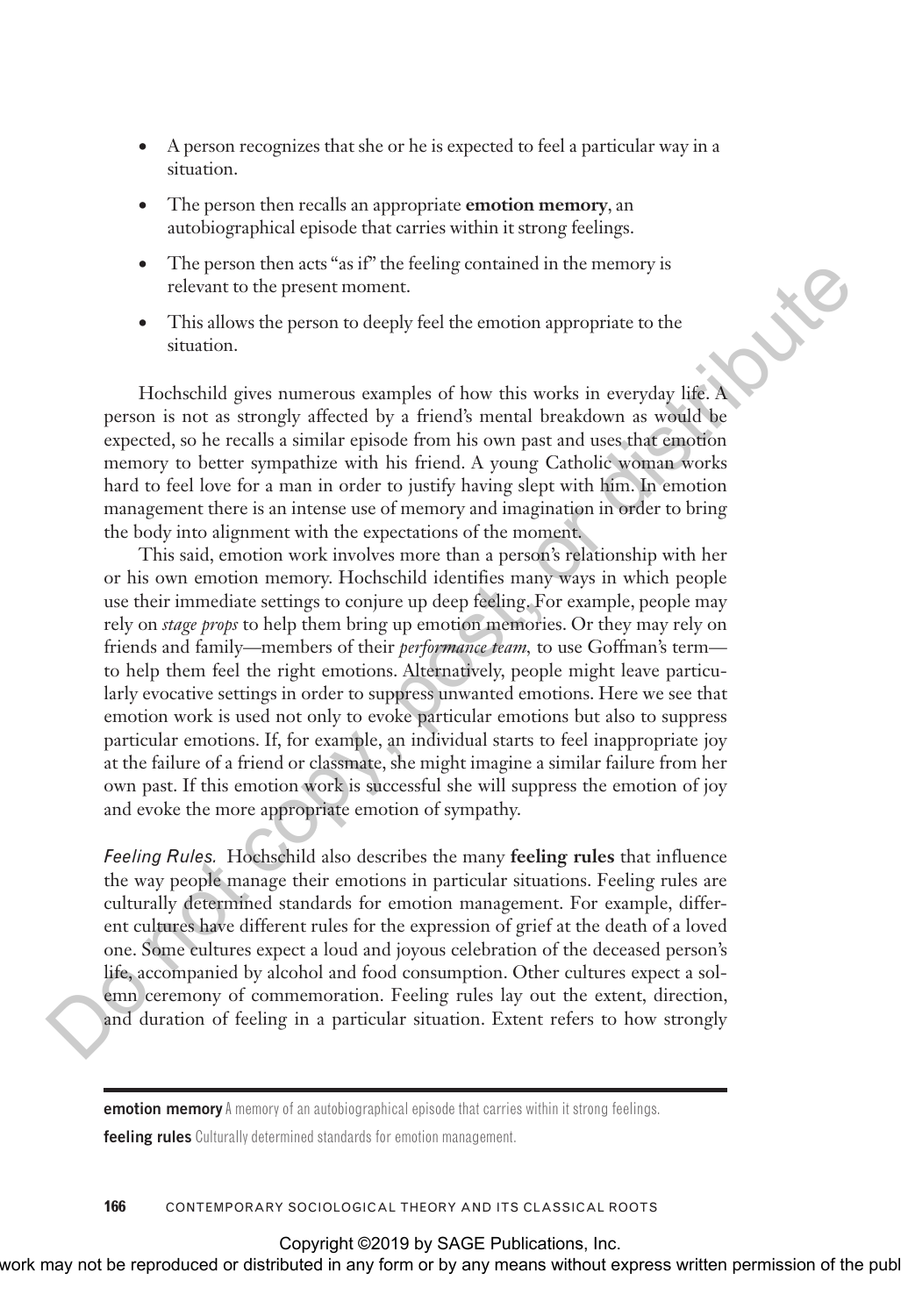- A person recognizes that she or he is expected to feel a particular way in a situation.
- The person then recalls an appropriate **emotion memory**, an autobiographical episode that carries within it strong feelings.
- The person then acts "as if" the feeling contained in the memory is relevant to the present moment.
- This allows the person to deeply feel the emotion appropriate to the situation.

Hochschild gives numerous examples of how this works in everyday life. A person is not as strongly affected by a friend's mental breakdown as would be expected, so he recalls a similar episode from his own past and uses that emotion memory to better sympathize with his friend. A young Catholic woman works hard to feel love for a man in order to justify having slept with him. In emotion management there is an intense use of memory and imagination in order to bring the body into alignment with the expectations of the moment.

This said, emotion work involves more than a person's relationship with her or his own emotion memory. Hochschild identifies many ways in which people use their immediate settings to conjure up deep feeling. For example, people may rely on *stage props* to help them bring up emotion memories. Or they may rely on friends and family—members of their *performance team*, to use Goffman's term—to help them feel the right emotions. Alternatively, people might leave particularly evocative settings in order to suppress unwanted emotions. Here we see that emotion work is used not only to evoke particular emotions but also to suppress particular emotions. If, for example, an individual starts to feel inappropriate joy at the failure of a friend or classmate, she might imagine a similar failure from her own past. If this emotion work is successful she will suppress the emotion of joy and evoke the more appropriate emotion of sympathy.

*Feeling Rules.* Hochschild also describes the many **feeling rules** that influence the way people manage their emotions in particular situations. Feeling rules are culturally determined standards for emotion management. For example, different cultures have different rules for the expression of grief at the death of a loved one. Some cultures expect a loud and joyous celebration of the deceased person's life, accompanied by alcohol and food consumption. Other cultures expect a solemn ceremony of commemoration. Feeling rules lay out the extent, direction, and duration of feeling in a particular situation. Extent refers to how strongly

---

**emotion memory** A memory of an autobiographical episode that carries within it strong feelings.

**feeling rules** Culturally determined standards for emotion management.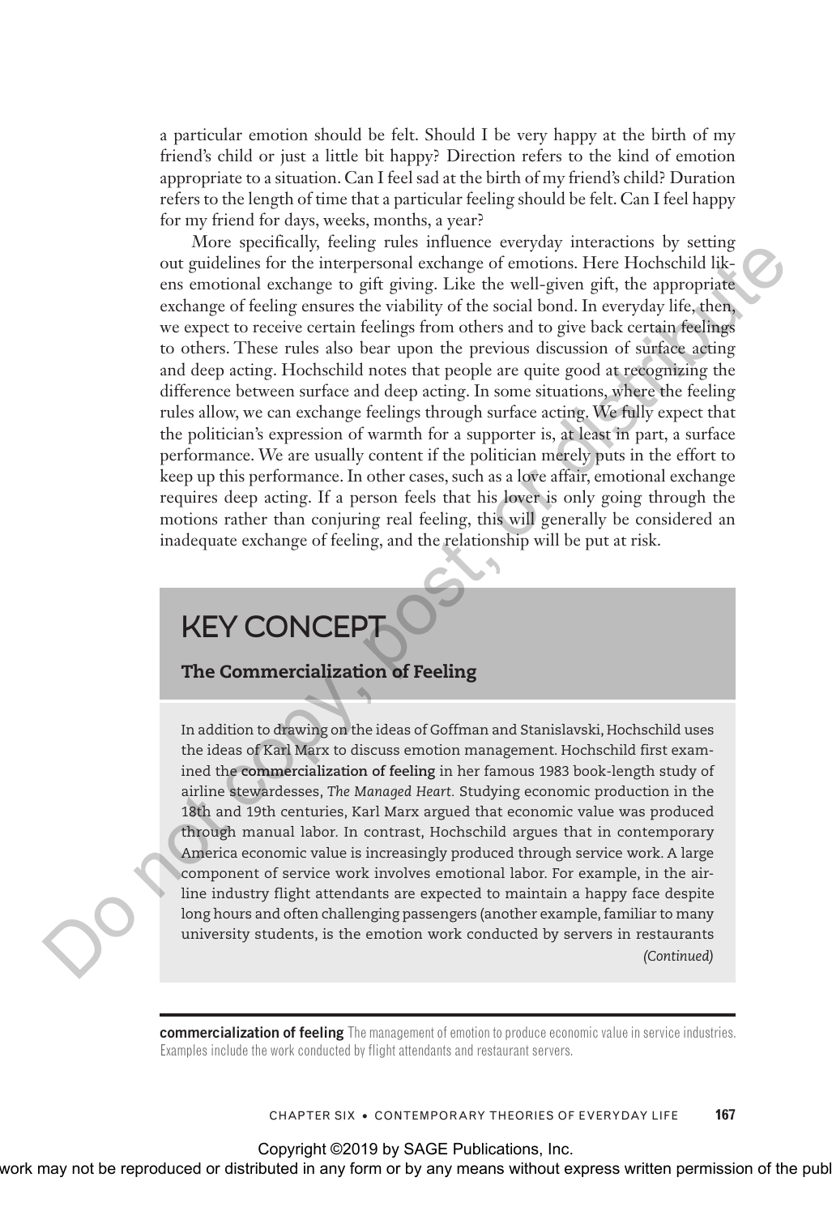a particular emotion should be felt. Should I be very happy at the birth of my friend's child or just a little bit happy? Direction refers to the kind of emotion appropriate to a situation. Can I feel sad at the birth of my friend's child? Duration refers to the length of time that a particular feeling should be felt. Can I feel happy for my friend for days, weeks, months, a year?

More specifically, feeling rules influence everyday interactions by setting out guidelines for the interpersonal exchange of emotions. Here Hochschild likens emotional exchange to gift giving. Like the well-given gift, the appropriate exchange of feeling ensures the viability of the social bond. In everyday life, then, we expect to receive certain feelings from others and to give back certain feelings to others. These rules also bear upon the previous discussion of surface acting and deep acting. Hochschild notes that people are quite good at recognizing the difference between surface and deep acting. In some situations, where the feeling rules allow, we can exchange feelings through surface acting. We fully expect that the politician's expression of warmth for a supporter is, at least in part, a surface performance. We are usually content if the politician merely puts in the effort to keep up this performance. In other cases, such as a love affair, emotional exchange requires deep acting. If a person feels that his lover is only going through the motions rather than conjuring real feeling, this will generally be considered an inadequate exchange of feeling, and the relationship will be put at risk.

## KEY CONCEPT

### The Commercialization of Feeling

In addition to drawing on the ideas of Goffman and Stanislavski, Hochschild uses the ideas of Karl Marx to discuss emotion management. Hochschild first examined the **commercialization of feeling** in her famous 1983 book-length study of airline stewardesses, *The Managed Heart*. Studying economic production in the 18th and 19th centuries, Karl Marx argued that economic value was produced through manual labor. In contrast, Hochschild argues that in contemporary America economic value is increasingly produced through service work. A large component of service work involves emotional labor. For example, in the airline industry flight attendants are expected to maintain a happy face despite long hours and often challenging passengers (another example, familiar to many university students, is the emotion work conducted by servers in restaurants

*(Continued)*

**commercialization of feeling** The management of emotion to produce economic value in service industries. Examples include the work conducted by flight attendants and restaurant servers.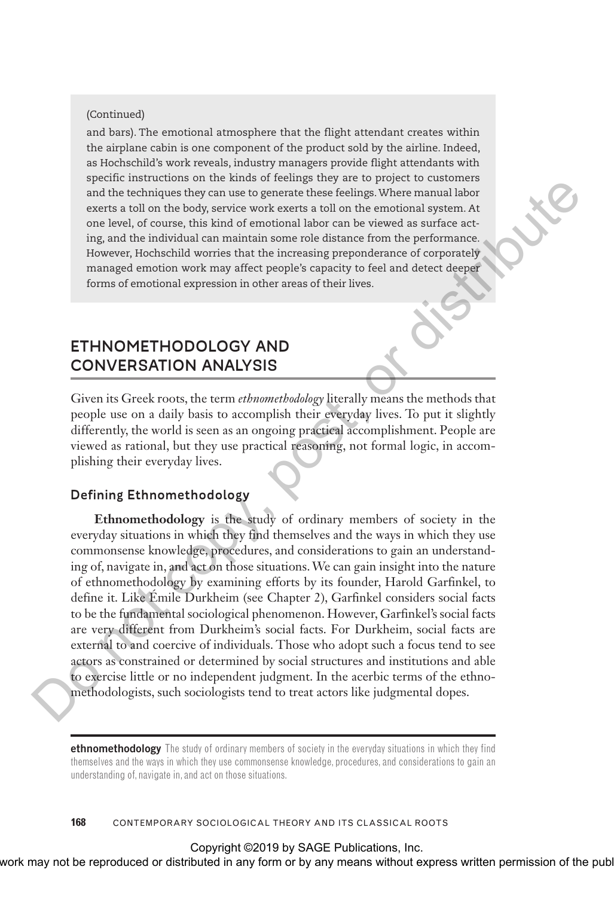(Continued)

and bars). The emotional atmosphere that the flight attendant creates within the airplane cabin is one component of the product sold by the airline. Indeed, as Hochschild's work reveals, industry managers provide flight attendants with specific instructions on the kinds of feelings they are to project to customers and the techniques they can use to generate these feelings. Where manual labor exerts a toll on the body, service work exerts a toll on the emotional system. At one level, of course, this kind of emotional labor can be viewed as surface acting, and the individual can maintain some role distance from the performance. However, Hochschild worries that the increasing preponderance of corporately managed emotion work may affect people's capacity to feel and detect deeper forms of emotional expression in other areas of their lives.

## ETHNOMETHODOLOGY AND CONVERSATION ANALYSIS

Given its Greek roots, the term *ethnomethodology* literally means the methods that people use on a daily basis to accomplish their everyday lives. To put it slightly differently, the world is seen as an ongoing practical accomplishment. People are viewed as rational, but they use practical reasoning, not formal logic, in accomplishing their everyday lives.

### Defining Ethnomethodology

**Ethnomethodology** is the study of ordinary members of society in the everyday situations in which they find themselves and the ways in which they use commonsense knowledge, procedures, and considerations to gain an understanding of, navigate in, and act on those situations. We can gain insight into the nature of ethnomethodology by examining efforts by its founder, Harold Garfinkel, to define it. Like Émile Durkheim (see Chapter 2), Garfinkel considers social facts to be the fundamental sociological phenomenon. However, Garfinkel's social facts are very different from Durkheim's social facts. For Durkheim, social facts are external to and coercive of individuals. Those who adopt such a focus tend to see actors as constrained or determined by social structures and institutions and able to exercise little or no independent judgment. In the acerbic terms of the ethnomethodologists, such sociologists tend to treat actors like judgmental dopes.

---

**ethnomethodology** The study of ordinary members of society in the everyday situations in which they find themselves and the ways in which they use commonsense knowledge, procedures, and considerations to gain an understanding of, navigate in, and act on those situations.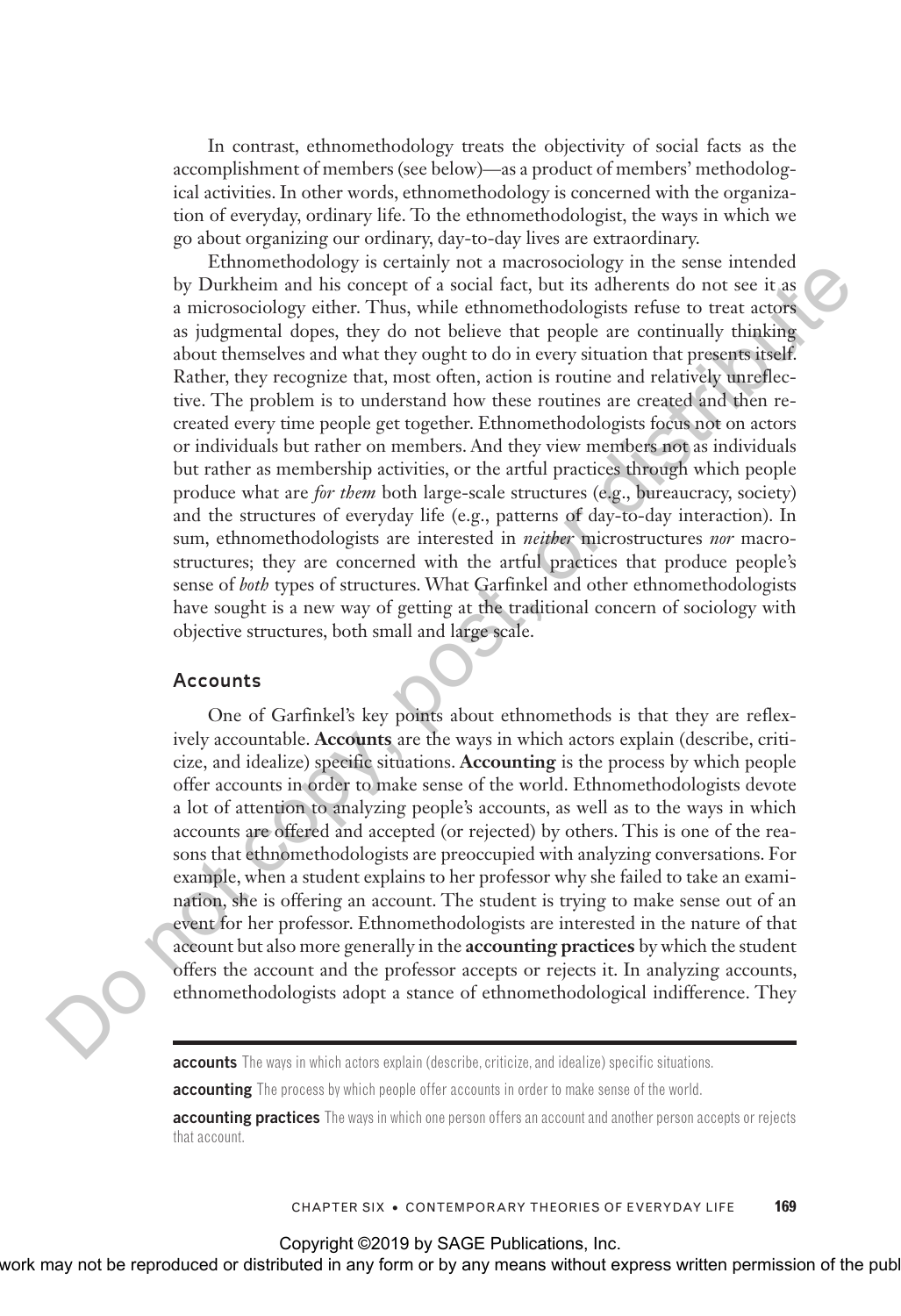In contrast, ethnomethodology treats the objectivity of social facts as the accomplishment of members (see below)—as a product of members' methodological activities. In other words, ethnomethodology is concerned with the organization of everyday, ordinary life. To the ethnomethodologist, the ways in which we go about organizing our ordinary, day-to-day lives are extraordinary.

Ethnomethodology is certainly not a macrosociology in the sense intended by Durkheim and his concept of a social fact, but its adherents do not see it as a microsociology either. Thus, while ethnomethodologists refuse to treat actors as judgmental dopes, they do not believe that people are continually thinking about themselves and what they ought to do in every situation that presents itself. Rather, they recognize that, most often, action is routine and relatively unreflective. The problem is to understand how these routines are created and then re-created every time people get together. Ethnomethodologists focus not on actors or individuals but rather on members. And they view members not as individuals but rather as membership activities, or the artful practices through which people produce what are *for them* both large-scale structures (e.g., bureaucracy, society) and the structures of everyday life (e.g., patterns of day-to-day interaction). In sum, ethnomethodologists are interested in *neither* microstructures *nor* macrostructures; they are concerned with the artful practices that produce people's sense of *both* types of structures. What Garfinkel and other ethnomethodologists have sought is a new way of getting at the traditional concern of sociology with objective structures, both small and large scale.

### Accounts

One of Garfinkel's key points about ethnomethods is that they are reflexively accountable. **Accounts** are the ways in which actors explain (describe, criticize, and idealize) specific situations. **Accounting** is the process by which people offer accounts in order to make sense of the world. Ethnomethodologists devote a lot of attention to analyzing people's accounts, as well as to the ways in which accounts are offered and accepted (or rejected) by others. This is one of the reasons that ethnomethodologists are preoccupied with analyzing conversations. For example, when a student explains to her professor why she failed to take an examination, she is offering an account. The student is trying to make sense out of an event for her professor. Ethnomethodologists are interested in the nature of that account but also more generally in the **accounting practices** by which the student offers the account and the professor accepts or rejects it. In analyzing accounts, ethnomethodologists adopt a stance of ethnomethodological indifference. They

---

**accounts** The ways in which actors explain (describe, criticize, and idealize) specific situations.

**accounting** The process by which people offer accounts in order to make sense of the world.

**accounting practices** The ways in which one person offers an account and another person accepts or rejects that account.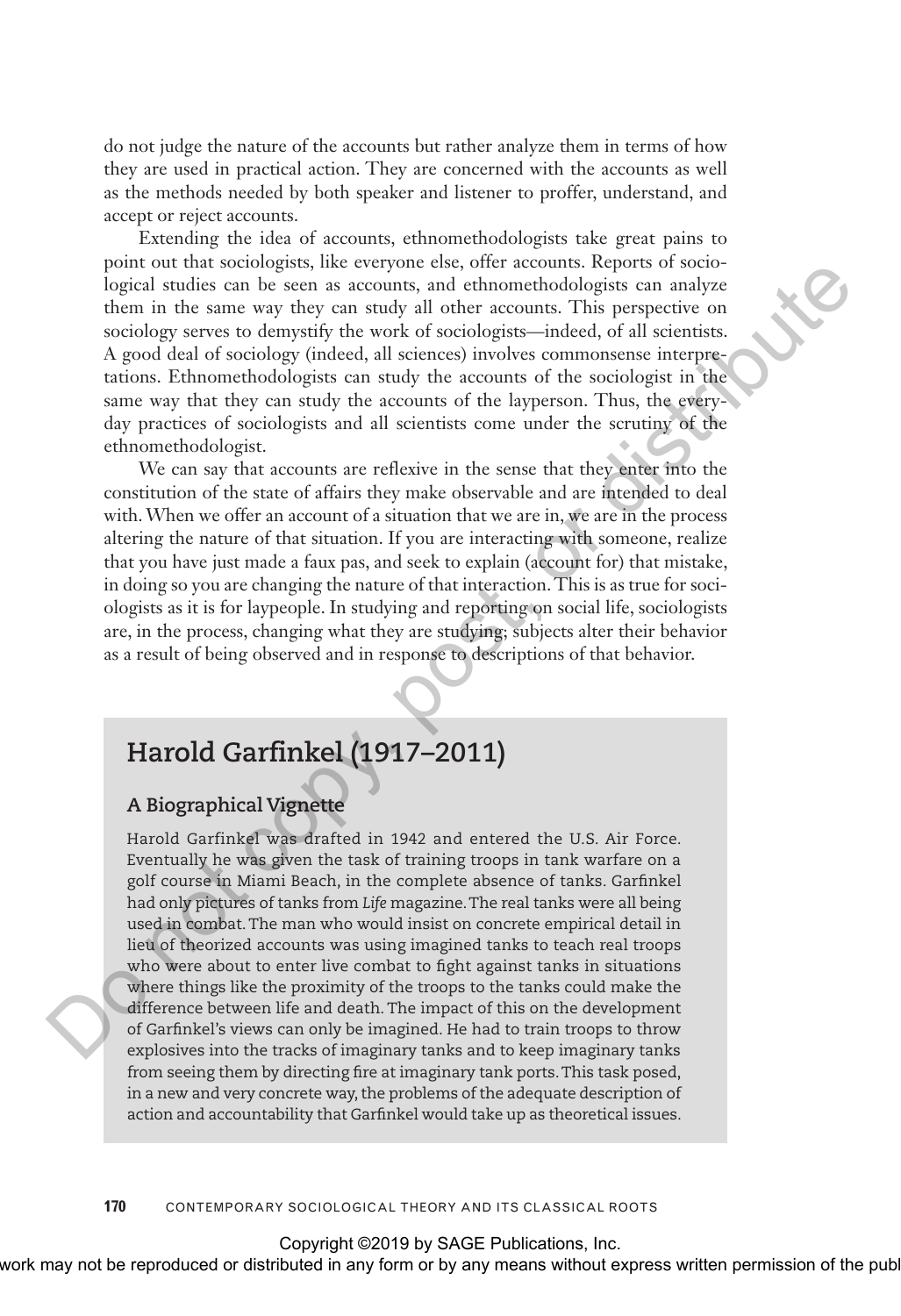do not judge the nature of the accounts but rather analyze them in terms of how they are used in practical action. They are concerned with the accounts as well as the methods needed by both speaker and listener to proffer, understand, and accept or reject accounts.

Extending the idea of accounts, ethnomethodologists take great pains to point out that sociologists, like everyone else, offer accounts. Reports of sociological studies can be seen as accounts, and ethnomethodologists can analyze them in the same way they can study all other accounts. This perspective on sociology serves to demystify the work of sociologists—indeed, of all scientists. A good deal of sociology (indeed, all sciences) involves commonsense interpretations. Ethnomethodologists can study the accounts of the sociologist in the same way that they can study the accounts of the layperson. Thus, the everyday practices of sociologists and all scientists come under the scrutiny of the ethnomethodologist.

We can say that accounts are reflexive in the sense that they enter into the constitution of the state of affairs they make observable and are intended to deal with. When we offer an account of a situation that we are in, we are in the process altering the nature of that situation. If you are interacting with someone, realize that you have just made a faux pas, and seek to explain (account for) that mistake, in doing so you are changing the nature of that interaction. This is as true for sociologists as it is for laypeople. In studying and reporting on social life, sociologists are, in the process, changing what they are studying; subjects alter their behavior as a result of being observed and in response to descriptions of that behavior.

## Harold Garfinkel (1917–2011)

### A Biographical Vignette

Harold Garfinkel was drafted in 1942 and entered the U.S. Air Force. Eventually he was given the task of training troops in tank warfare on a golf course in Miami Beach, in the complete absence of tanks. Garfinkel had only pictures of tanks from *Life* magazine. The real tanks were all being used in combat. The man who would insist on concrete empirical detail in lieu of theorized accounts was using imagined tanks to teach real troops who were about to enter live combat to fight against tanks in situations where things like the proximity of the troops to the tanks could make the difference between life and death. The impact of this on the development of Garfinkel's views can only be imagined. He had to train troops to throw explosives into the tracks of imaginary tanks and to keep imaginary tanks from seeing them by directing fire at imaginary tank ports. This task posed, in a new and very concrete way, the problems of the adequate description of action and accountability that Garfinkel would take up as theoretical issues.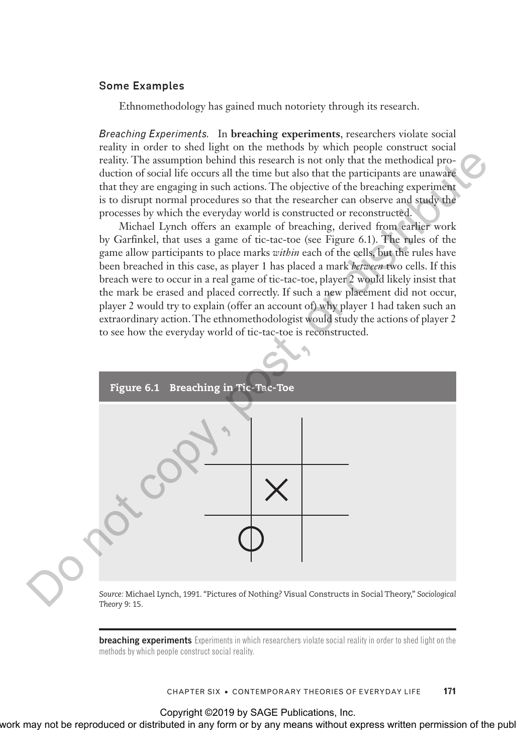### Some Examples

Ethnomethodology has gained much notoriety through its research.

*Breaching Experiments.* In **breaching experiments**, researchers violate social reality in order to shed light on the methods by which people construct social reality. The assumption behind this research is not only that the methodical production of social life occurs all the time but also that the participants are unaware that they are engaging in such actions. The objective of the breaching experiment is to disrupt normal procedures so that the researcher can observe and study the processes by which the everyday world is constructed or reconstructed.

Michael Lynch offers an example of breaching, derived from earlier work by Garfinkel, that uses a game of tic-tac-toe (see Figure 6.1). The rules of the game allow participants to place marks *within* each of the cells, but the rules have been breached in this case, as player 1 has placed a mark *between* two cells. If this breach were to occur in a real game of tic-tac-toe, player 2 would likely insist that the mark be erased and placed correctly. If such a new placement did not occur, player 2 would try to explain (offer an account of) why player 1 had taken such an extraordinary action. The ethnomethodologist would study the actions of player 2 to see how the everyday world of tic-tac-toe is reconstructed.

**Figure 6.1 Breaching in Tic-Tac-Toe**

*Source:* Michael Lynch, 1991. "Pictures of Nothing? Visual Constructs in Social Theory," *Sociological Theory* 9: 15.

**breaching experiments** Experiments in which researchers violate social reality in order to shed light on the methods by which people construct social reality.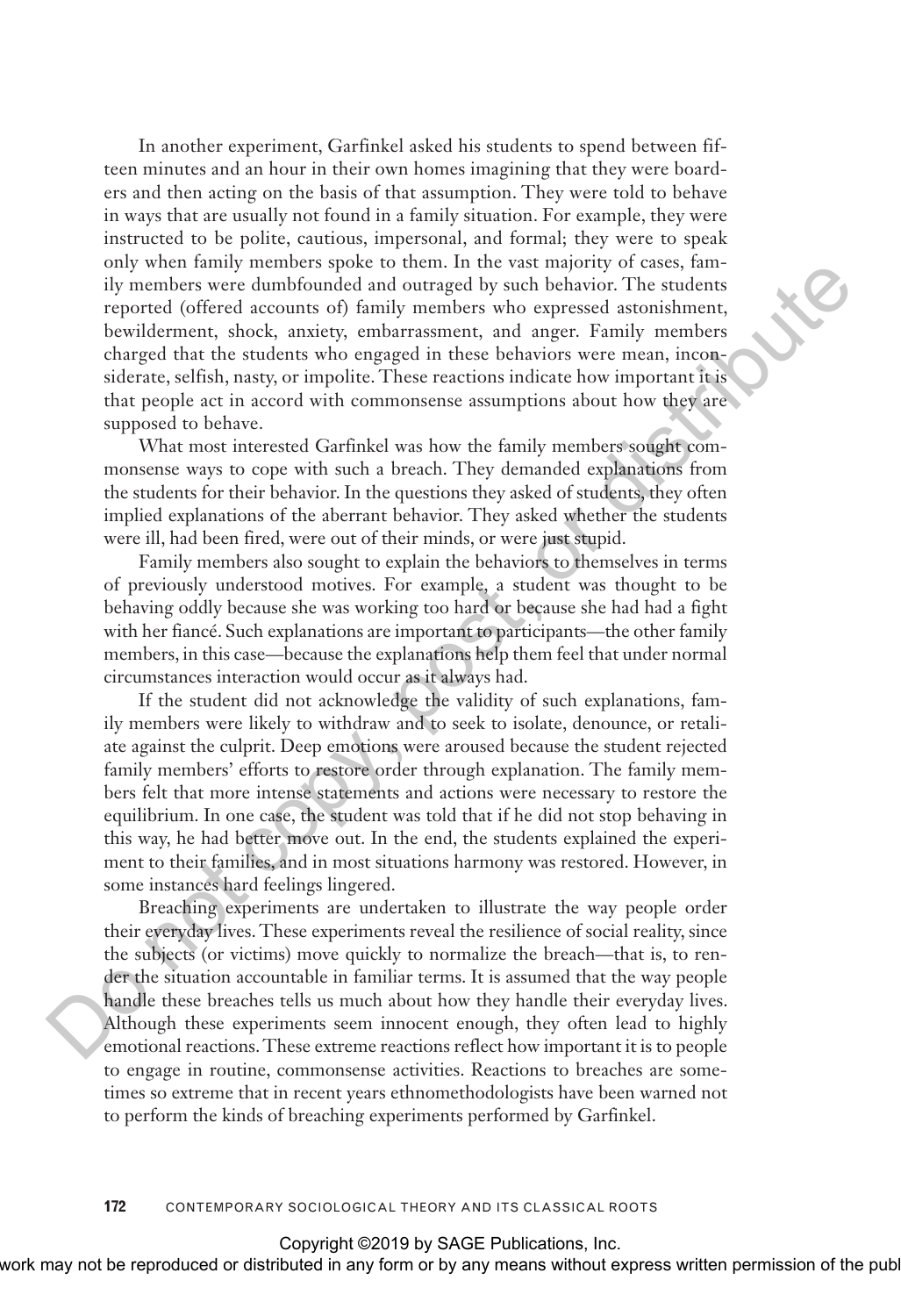In another experiment, Garfinkel asked his students to spend between fifteen minutes and an hour in their own homes imagining that they were boarders and then acting on the basis of that assumption. They were told to behave in ways that are usually not found in a family situation. For example, they were instructed to be polite, cautious, impersonal, and formal; they were to speak only when family members spoke to them. In the vast majority of cases, family members were dumbfounded and outraged by such behavior. The students reported (offered accounts of) family members who expressed astonishment, bewilderment, shock, anxiety, embarrassment, and anger. Family members charged that the students who engaged in these behaviors were mean, inconsiderate, selfish, nasty, or impolite. These reactions indicate how important it is that people act in accord with commonsense assumptions about how they are supposed to behave.

What most interested Garfinkel was how the family members sought commonsense ways to cope with such a breach. They demanded explanations from the students for their behavior. In the questions they asked of students, they often implied explanations of the aberrant behavior. They asked whether the students were ill, had been fired, were out of their minds, or were just stupid.

Family members also sought to explain the behaviors to themselves in terms of previously understood motives. For example, a student was thought to be behaving oddly because she was working too hard or because she had had a fight with her fiancé. Such explanations are important to participants—the other family members, in this case—because the explanations help them feel that under normal circumstances interaction would occur as it always had.

If the student did not acknowledge the validity of such explanations, family members were likely to withdraw and to seek to isolate, denounce, or retaliate against the culprit. Deep emotions were aroused because the student rejected family members' efforts to restore order through explanation. The family members felt that more intense statements and actions were necessary to restore the equilibrium. In one case, the student was told that if he did not stop behaving in this way, he had better move out. In the end, the students explained the experiment to their families, and in most situations harmony was restored. However, in some instances hard feelings lingered.

Breaching experiments are undertaken to illustrate the way people order their everyday lives. These experiments reveal the resilience of social reality, since the subjects (or victims) move quickly to normalize the breach—that is, to render the situation accountable in familiar terms. It is assumed that the way people handle these breaches tells us much about how they handle their everyday lives. Although these experiments seem innocent enough, they often lead to highly emotional reactions. These extreme reactions reflect how important it is to people to engage in routine, commonsense activities. Reactions to breaches are sometimes so extreme that in recent years ethnomethodologists have been warned not to perform the kinds of breaching experiments performed by Garfinkel.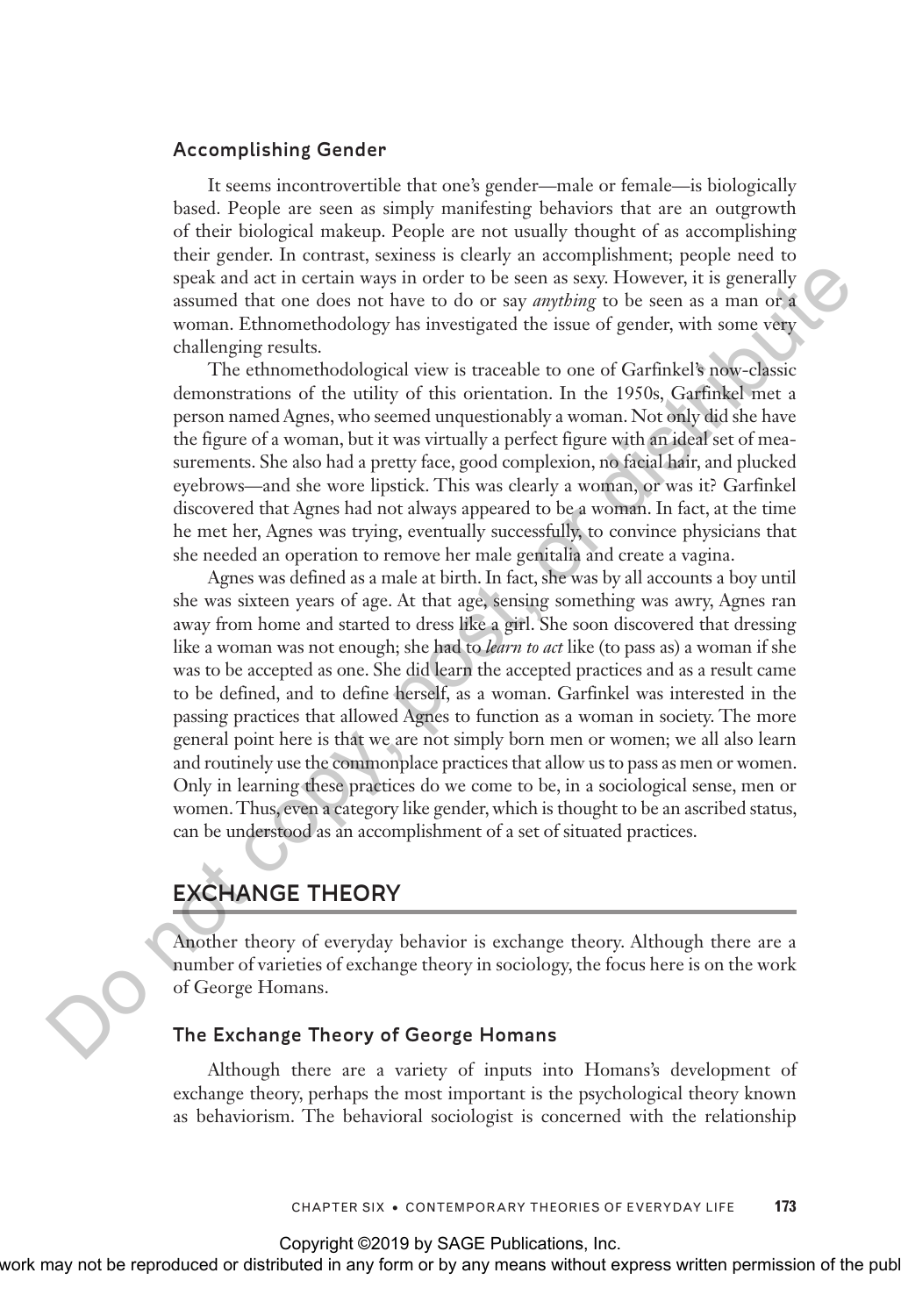### Accomplishing Gender

It seems incontrovertible that one's gender—male or female—is biologically based. People are seen as simply manifesting behaviors that are an outgrowth of their biological makeup. People are not usually thought of as accomplishing their gender. In contrast, sexiness is clearly an accomplishment; people need to speak and act in certain ways in order to be seen as sexy. However, it is generally assumed that one does not have to do or say *anything* to be seen as a man or a woman. Ethnomethodology has investigated the issue of gender, with some very challenging results.

The ethnomethodological view is traceable to one of Garfinkel's now-classic demonstrations of the utility of this orientation. In the 1950s, Garfinkel met a person named Agnes, who seemed unquestionably a woman. Not only did she have the figure of a woman, but it was virtually a perfect figure with an ideal set of measurements. She also had a pretty face, good complexion, no facial hair, and plucked eyebrows—and she wore lipstick. This was clearly a woman, or was it? Garfinkel discovered that Agnes had not always appeared to be a woman. In fact, at the time he met her, Agnes was trying, eventually successfully, to convince physicians that she needed an operation to remove her male genitalia and create a vagina.

Agnes was defined as a male at birth. In fact, she was by all accounts a boy until she was sixteen years of age. At that age, sensing something was awry, Agnes ran away from home and started to dress like a girl. She soon discovered that dressing like a woman was not enough; she had to *learn to act* like (to pass as) a woman if she was to be accepted as one. She did learn the accepted practices and as a result came to be defined, and to define herself, as a woman. Garfinkel was interested in the passing practices that allowed Agnes to function as a woman in society. The more general point here is that we are not simply born men or women; we all also learn and routinely use the commonplace practices that allow us to pass as men or women. Only in learning these practices do we come to be, in a sociological sense, men or women. Thus, even a category like gender, which is thought to be an ascribed status, can be understood as an accomplishment of a set of situated practices.

## EXCHANGE THEORY

Another theory of everyday behavior is exchange theory. Although there are a number of varieties of exchange theory in sociology, the focus here is on the work of George Homans.

### The Exchange Theory of George Homans

Although there are a variety of inputs into Homans's development of exchange theory, perhaps the most important is the psychological theory known as behaviorism. The behavioral sociologist is concerned with the relationship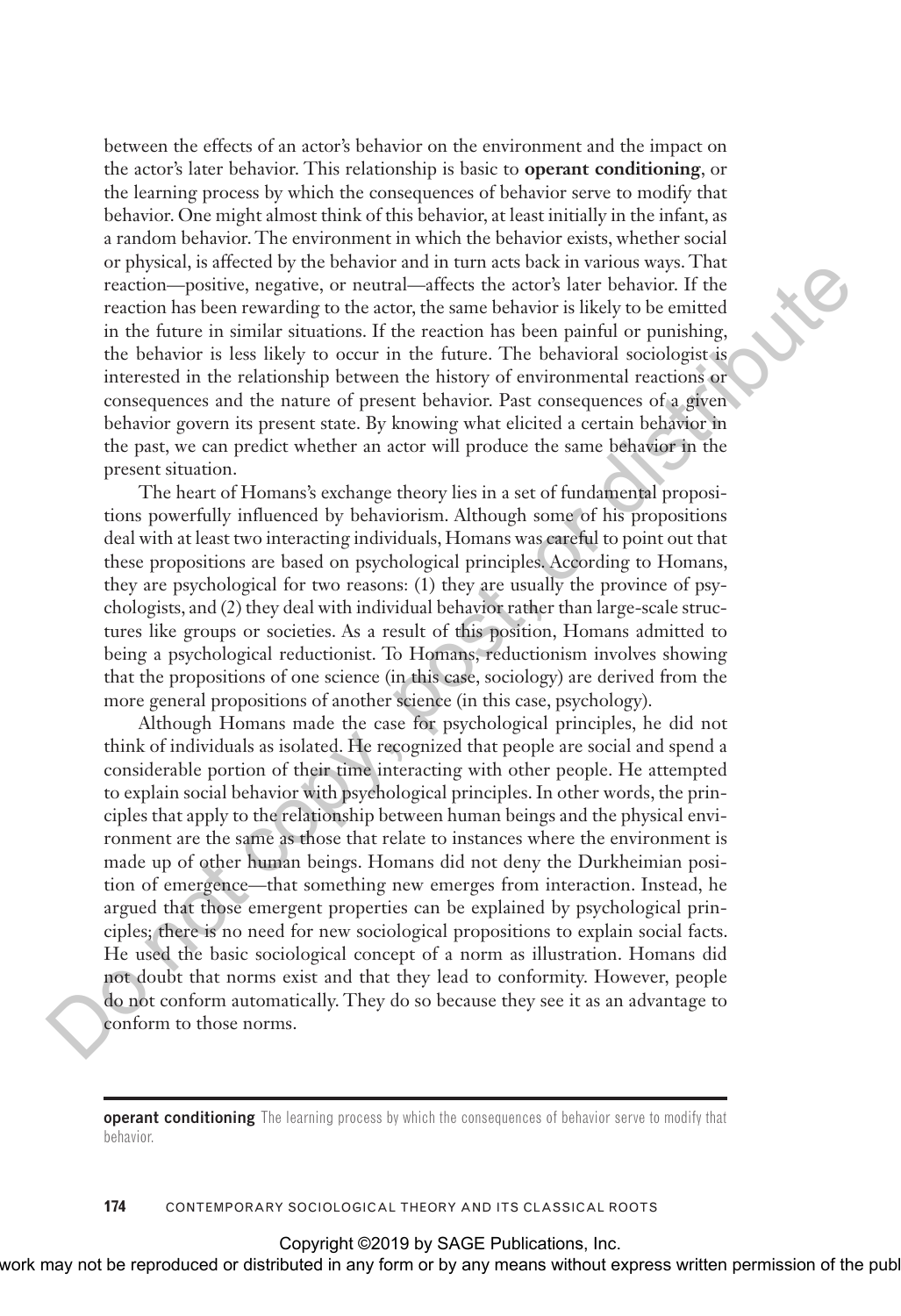between the effects of an actor's behavior on the environment and the impact on the actor's later behavior. This relationship is basic to **operant conditioning**, or the learning process by which the consequences of behavior serve to modify that behavior. One might almost think of this behavior, at least initially in the infant, as a random behavior. The environment in which the behavior exists, whether social or physical, is affected by the behavior and in turn acts back in various ways. That reaction—positive, negative, or neutral—affects the actor's later behavior. If the reaction has been rewarding to the actor, the same behavior is likely to be emitted in the future in similar situations. If the reaction has been painful or punishing, the behavior is less likely to occur in the future. The behavioral sociologist is interested in the relationship between the history of environmental reactions or consequences and the nature of present behavior. Past consequences of a given behavior govern its present state. By knowing what elicited a certain behavior in the past, we can predict whether an actor will produce the same behavior in the present situation.

The heart of Homans's exchange theory lies in a set of fundamental propositions powerfully influenced by behaviorism. Although some of his propositions deal with at least two interacting individuals, Homans was careful to point out that these propositions are based on psychological principles. According to Homans, they are psychological for two reasons: (1) they are usually the province of psychologists, and (2) they deal with individual behavior rather than large-scale structures like groups or societies. As a result of this position, Homans admitted to being a psychological reductionist. To Homans, reductionism involves showing that the propositions of one science (in this case, sociology) are derived from the more general propositions of another science (in this case, psychology).

Although Homans made the case for psychological principles, he did not think of individuals as isolated. He recognized that people are social and spend a considerable portion of their time interacting with other people. He attempted to explain social behavior with psychological principles. In other words, the principles that apply to the relationship between human beings and the physical environment are the same as those that relate to instances where the environment is made up of other human beings. Homans did not deny the Durkheimian position of emergence—that something new emerges from interaction. Instead, he argued that those emergent properties can be explained by psychological principles; there is no need for new sociological propositions to explain social facts. He used the basic sociological concept of a norm as illustration. Homans did not doubt that norms exist and that they lead to conformity. However, people do not conform automatically. They do so because they see it as an advantage to conform to those norms.

---

**operant conditioning** The learning process by which the consequences of behavior serve to modify that behavior.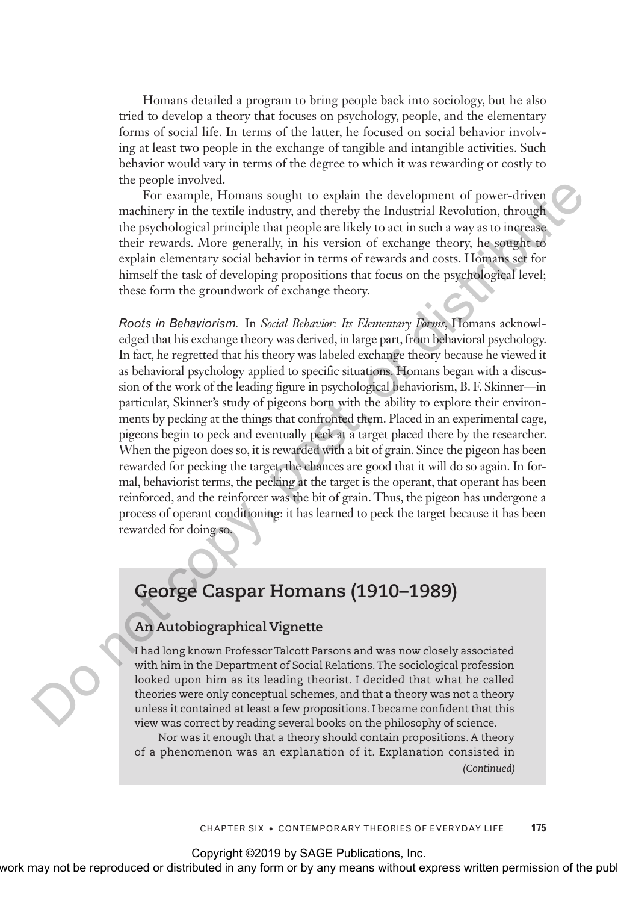Homans detailed a program to bring people back into sociology, but he also tried to develop a theory that focuses on psychology, people, and the elementary forms of social life. In terms of the latter, he focused on social behavior involving at least two people in the exchange of tangible and intangible activities. Such behavior would vary in terms of the degree to which it was rewarding or costly to the people involved.

For example, Homans sought to explain the development of power-driven machinery in the textile industry, and thereby the Industrial Revolution, through the psychological principle that people are likely to act in such a way as to increase their rewards. More generally, in his version of exchange theory, he sought to explain elementary social behavior in terms of rewards and costs. Homans set for himself the task of developing propositions that focus on the psychological level; these form the groundwork of exchange theory.

*Roots in Behaviorism.* In *Social Behavior: Its Elementary Forms*, Homans acknowledged that his exchange theory was derived, in large part, from behavioral psychology. In fact, he regretted that his theory was labeled exchange theory because he viewed it as behavioral psychology applied to specific situations. Homans began with a discussion of the work of the leading figure in psychological behaviorism, B. F. Skinner—in particular, Skinner's study of pigeons born with the ability to explore their environments by pecking at the things that confronted them. Placed in an experimental cage, pigeons begin to peck and eventually peck at a target placed there by the researcher. When the pigeon does so, it is rewarded with a bit of grain. Since the pigeon has been rewarded for pecking the target, the chances are good that it will do so again. In formal, behaviorist terms, the pecking at the target is the operant, that operant has been reinforced, and the reinforcer was the bit of grain. Thus, the pigeon has undergone a process of operant conditioning: it has learned to peck the target because it has been rewarded for doing so.

## George Caspar Homans (1910–1989)

### An Autobiographical Vignette

I had long known Professor Talcott Parsons and was now closely associated with him in the Department of Social Relations. The sociological profession looked upon him as its leading theorist. I decided that what he called theories were only conceptual schemes, and that a theory was not a theory unless it contained at least a few propositions. I became confident that this view was correct by reading several books on the philosophy of science.

Nor was it enough that a theory should contain propositions. A theory of a phenomenon was an explanation of it. Explanation consisted in

*(Continued)*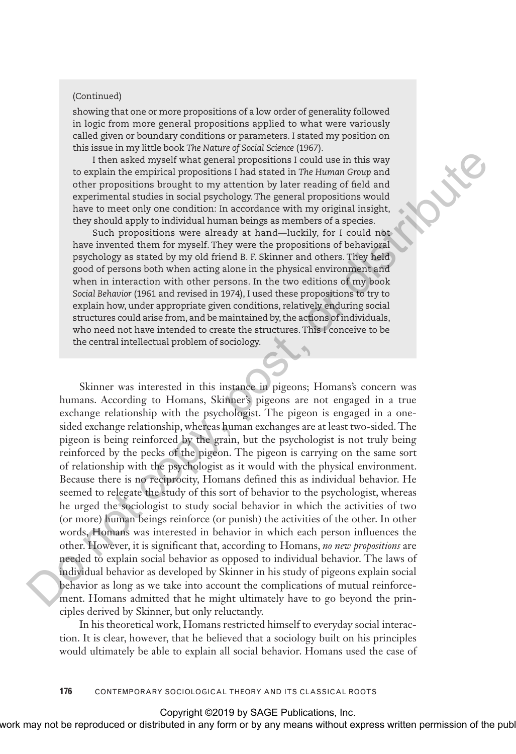(Continued)

showing that one or more propositions of a low order of generality followed in logic from more general propositions applied to what were variously called given or boundary conditions or parameters. I stated my position on this issue in my little book *The Nature of Social Science* (1967).

I then asked myself what general propositions I could use in this way to explain the empirical propositions I had stated in *The Human Group* and other propositions brought to my attention by later reading of field and experimental studies in social psychology. The general propositions would have to meet only one condition: In accordance with my original insight, they should apply to individual human beings as members of a species.

Such propositions were already at hand—luckily, for I could not have invented them for myself. They were the propositions of behavioral psychology as stated by my old friend B. F. Skinner and others. They held good of persons both when acting alone in the physical environment and when in interaction with other persons. In the two editions of my book *Social Behavior* (1961 and revised in 1974), I used these propositions to try to explain how, under appropriate given conditions, relatively enduring social structures could arise from, and be maintained by, the actions of individuals, who need not have intended to create the structures. This I conceive to be the central intellectual problem of sociology.

Skinner was interested in this instance in pigeons; Homans's concern was humans. According to Homans, Skinner's pigeons are not engaged in a true exchange relationship with the psychologist. The pigeon is engaged in a one-sided exchange relationship, whereas human exchanges are at least two-sided. The pigeon is being reinforced by the grain, but the psychologist is not truly being reinforced by the pecks of the pigeon. The pigeon is carrying on the same sort of relationship with the psychologist as it would with the physical environment. Because there is no reciprocity, Homans defined this as individual behavior. He seemed to relegate the study of this sort of behavior to the psychologist, whereas he urged the sociologist to study social behavior in which the activities of two (or more) human beings reinforce (or punish) the activities of the other. In other words, Homans was interested in behavior in which each person influences the other. However, it is significant that, according to Homans, *no new propositions* are needed to explain social behavior as opposed to individual behavior. The laws of individual behavior as developed by Skinner in his study of pigeons explain social behavior as long as we take into account the complications of mutual reinforcement. Homans admitted that he might ultimately have to go beyond the principles derived by Skinner, but only reluctantly.

In his theoretical work, Homans restricted himself to everyday social interaction. It is clear, however, that he believed that a sociology built on his principles would ultimately be able to explain all social behavior. Homans used the case of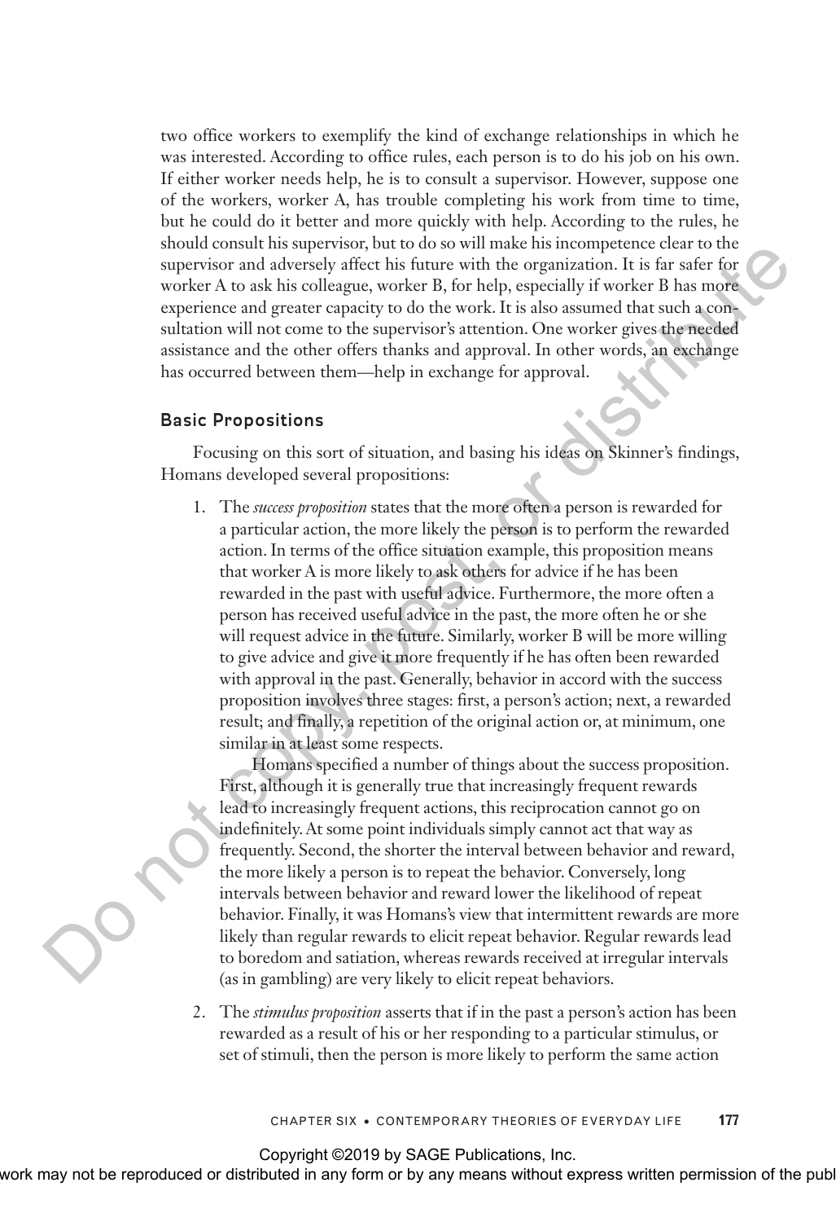two office workers to exemplify the kind of exchange relationships in which he was interested. According to office rules, each person is to do his job on his own. If either worker needs help, he is to consult a supervisor. However, suppose one of the workers, worker A, has trouble completing his work from time to time, but he could do it better and more quickly with help. According to the rules, he should consult his supervisor, but to do so will make his incompetence clear to the supervisor and adversely affect his future with the organization. It is far safer for worker A to ask his colleague, worker B, for help, especially if worker B has more experience and greater capacity to do the work. It is also assumed that such a consultation will not come to the supervisor's attention. One worker gives the needed assistance and the other offers thanks and approval. In other words, an exchange has occurred between them—help in exchange for approval.

### Basic Propositions

Focusing on this sort of situation, and basing his ideas on Skinner's findings, Homans developed several propositions:

1. The *success proposition* states that the more often a person is rewarded for a particular action, the more likely the person is to perform the rewarded action. In terms of the office situation example, this proposition means that worker A is more likely to ask others for advice if he has been rewarded in the past with useful advice. Furthermore, the more often a person has received useful advice in the past, the more often he or she will request advice in the future. Similarly, worker B will be more willing to give advice and give it more frequently if he has often been rewarded with approval in the past. Generally, behavior in accord with the success proposition involves three stages: first, a person's action; next, a rewarded result; and finally, a repetition of the original action or, at minimum, one similar in at least some respects.

   Homans specified a number of things about the success proposition. First, although it is generally true that increasingly frequent rewards lead to increasingly frequent actions, this reciprocation cannot go on indefinitely. At some point individuals simply cannot act that way as frequently. Second, the shorter the interval between behavior and reward, the more likely a person is to repeat the behavior. Conversely, long intervals between behavior and reward lower the likelihood of repeat behavior. Finally, it was Homans's view that intermittent rewards are more likely than regular rewards to elicit repeat behavior. Regular rewards lead to boredom and satiation, whereas rewards received at irregular intervals (as in gambling) are very likely to elicit repeat behaviors.

2. The *stimulus proposition* asserts that if in the past a person's action has been rewarded as a result of his or her responding to a particular stimulus, or set of stimuli, then the person is more likely to perform the same action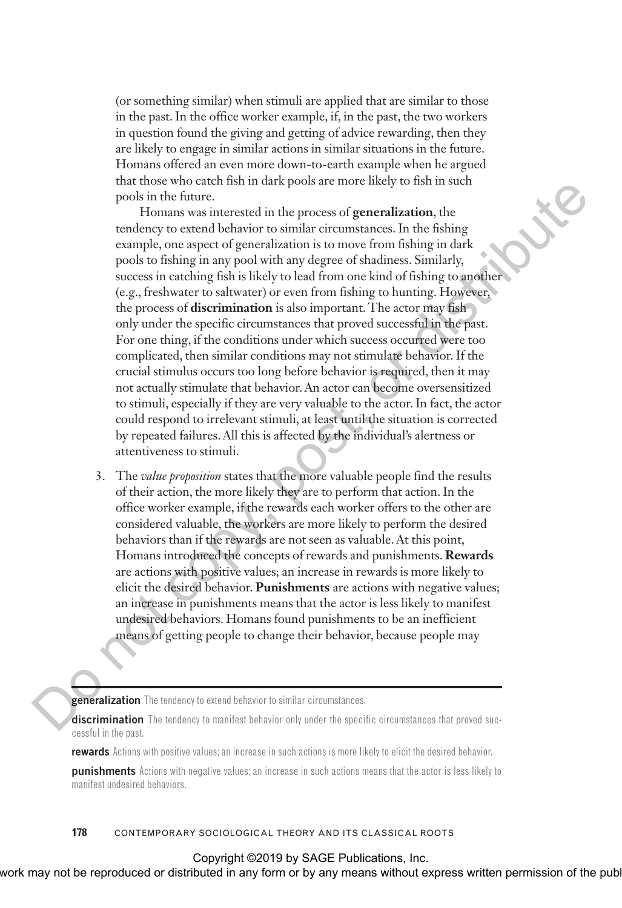(or something similar) when stimuli are applied that are similar to those in the past. In the office worker example, if, in the past, the two workers in question found the giving and getting of advice rewarding, then they are likely to engage in similar actions in similar situations in the future. Homans offered an even more down-to-earth example when he argued that those who catch fish in dark pools are more likely to fish in such pools in the future.

Homans was interested in the process of **generalization**, the tendency to extend behavior to similar circumstances. In the fishing example, one aspect of generalization is to move from fishing in dark pools to fishing in any pool with any degree of shadiness. Similarly, success in catching fish is likely to lead from one kind of fishing to another (e.g., freshwater to saltwater) or even from fishing to hunting. However, the process of **discrimination** is also important. The actor may fish only under the specific circumstances that proved successful in the past. For one thing, if the conditions under which success occurred were too complicated, then similar conditions may not stimulate behavior. If the crucial stimulus occurs too long before behavior is required, then it may not actually stimulate that behavior. An actor can become oversensitized to stimuli, especially if they are very valuable to the actor. In fact, the actor could respond to irrelevant stimuli, at least until the situation is corrected by repeated failures. All this is affected by the individual's alertness or attentiveness to stimuli.

3. The *value proposition* states that the more valuable people find the results of their action, the more likely they are to perform that action. In the office worker example, if the rewards each worker offers to the other are considered valuable, the workers are more likely to perform the desired behaviors than if the rewards are not seen as valuable. At this point, Homans introduced the concepts of rewards and punishments. **Rewards** are actions with positive values; an increase in rewards is more likely to elicit the desired behavior. **Punishments** are actions with negative values; an increase in punishments means that the actor is less likely to manifest undesired behaviors. Homans found punishments to be an inefficient means of getting people to change their behavior, because people may

---

**generalization** The tendency to extend behavior to similar circumstances.

**discrimination** The tendency to manifest behavior only under the specific circumstances that proved successful in the past.

**rewards** Actions with positive values; an increase in such actions is more likely to elicit the desired behavior.

**punishments** Actions with negative values; an increase in such actions means that the actor is less likely to manifest undesired behaviors.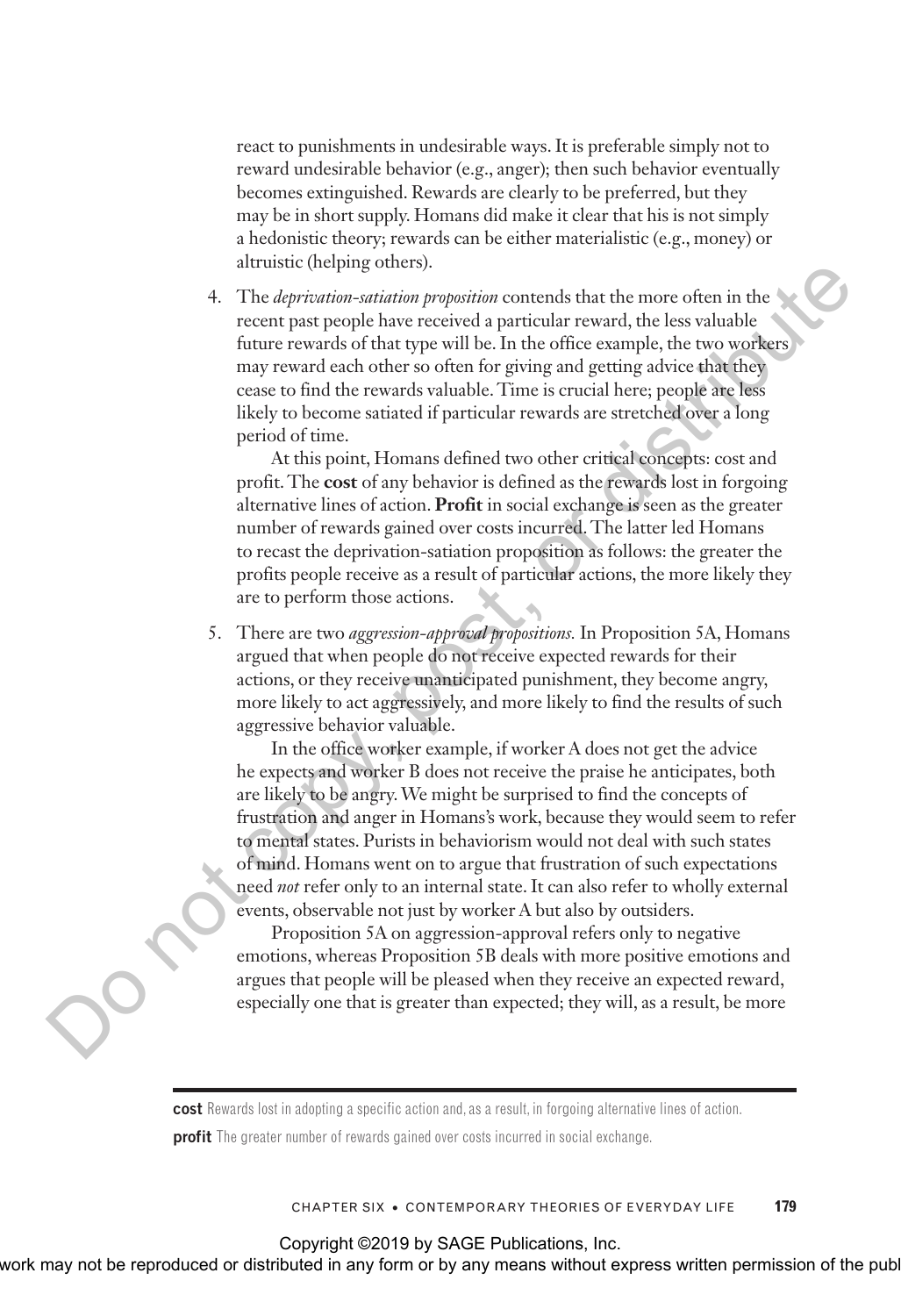react to punishments in undesirable ways. It is preferable simply not to reward undesirable behavior (e.g., anger); then such behavior eventually becomes extinguished. Rewards are clearly to be preferred, but they may be in short supply. Homans did make it clear that his is not simply a hedonistic theory; rewards can be either materialistic (e.g., money) or altruistic (helping others).

4. The *deprivation-satiation proposition* contends that the more often in the recent past people have received a particular reward, the less valuable future rewards of that type will be. In the office example, the two workers may reward each other so often for giving and getting advice that they cease to find the rewards valuable. Time is crucial here; people are less likely to become satiated if particular rewards are stretched over a long period of time.

   At this point, Homans defined two other critical concepts: cost and profit. The **cost** of any behavior is defined as the rewards lost in forgoing alternative lines of action. **Profit** in social exchange is seen as the greater number of rewards gained over costs incurred. The latter led Homans to recast the deprivation-satiation proposition as follows: the greater the profits people receive as a result of particular actions, the more likely they are to perform those actions.

5. There are two *aggression-approval propositions*. In Proposition 5A, Homans argued that when people do not receive expected rewards for their actions, or they receive unanticipated punishment, they become angry, more likely to act aggressively, and more likely to find the results of such aggressive behavior valuable.

   In the office worker example, if worker A does not get the advice he expects and worker B does not receive the praise he anticipates, both are likely to be angry. We might be surprised to find the concepts of frustration and anger in Homans's work, because they would seem to refer to mental states. Purists in behaviorism would not deal with such states of mind. Homans went on to argue that frustration of such expectations need *not* refer only to an internal state. It can also refer to wholly external events, observable not just by worker A but also by outsiders.

   Proposition 5A on aggression-approval refers only to negative emotions, whereas Proposition 5B deals with more positive emotions and argues that people will be pleased when they receive an expected reward, especially one that is greater than expected; they will, as a result, be more

---

**cost** Rewards lost in adopting a specific action and, as a result, in forgoing alternative lines of action.

**profit** The greater number of rewards gained over costs incurred in social exchange.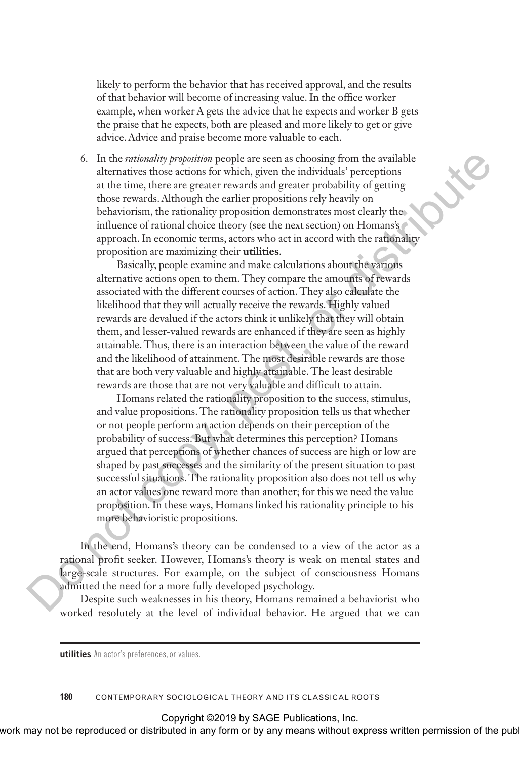likely to perform the behavior that has received approval, and the results of that behavior will become of increasing value. In the office worker example, when worker A gets the advice that he expects and worker B gets the praise that he expects, both are pleased and more likely to get or give advice. Advice and praise become more valuable to each.

6. In the *rationality proposition* people are seen as choosing from the available alternatives those actions for which, given the individuals' perceptions at the time, there are greater rewards and greater probability of getting those rewards. Although the earlier propositions rely heavily on behaviorism, the rationality proposition demonstrates most clearly the influence of rational choice theory (see the next section) on Homans's approach. In economic terms, actors who act in accord with the rationality proposition are maximizing their **utilities**.

   Basically, people examine and make calculations about the various alternative actions open to them. They compare the amounts of rewards associated with the different courses of action. They also calculate the likelihood that they will actually receive the rewards. Highly valued rewards are devalued if the actors think it unlikely that they will obtain them, and lesser-valued rewards are enhanced if they are seen as highly attainable. Thus, there is an interaction between the value of the reward and the likelihood of attainment. The most desirable rewards are those that are both very valuable and highly attainable. The least desirable rewards are those that are not very valuable and difficult to attain.

   Homans related the rationality proposition to the success, stimulus, and value propositions. The rationality proposition tells us that whether or not people perform an action depends on their perception of the probability of success. But what determines this perception? Homans argued that perceptions of whether chances of success are high or low are shaped by past successes and the similarity of the present situation to past successful situations. The rationality proposition also does not tell us why an actor values one reward more than another; for this we need the value proposition. In these ways, Homans linked his rationality principle to his more behavioristic propositions.

In the end, Homans's theory can be condensed to a view of the actor as a rational profit seeker. However, Homans's theory is weak on mental states and large-scale structures. For example, on the subject of consciousness Homans admitted the need for a more fully developed psychology.

Despite such weaknesses in his theory, Homans remained a behaviorist who worked resolutely at the level of individual behavior. He argued that we can

---

**utilities** An actor's preferences, or values.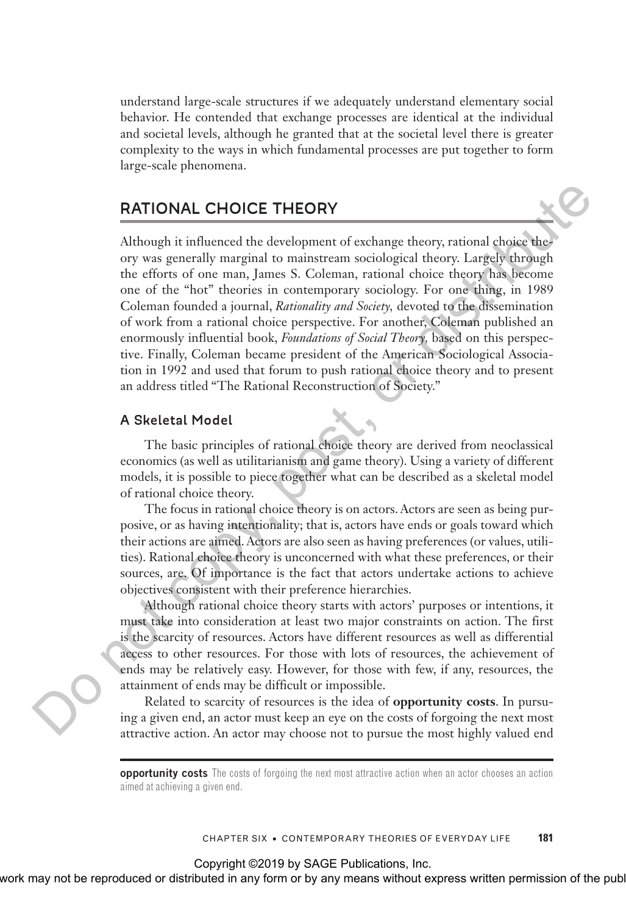understand large-scale structures if we adequately understand elementary social behavior. He contended that exchange processes are identical at the individual and societal levels, although he granted that at the societal level there is greater complexity to the ways in which fundamental processes are put together to form large-scale phenomena.

## RATIONAL CHOICE THEORY

Although it influenced the development of exchange theory, rational choice theory was generally marginal to mainstream sociological theory. Largely through the efforts of one man, James S. Coleman, rational choice theory has become one of the "hot" theories in contemporary sociology. For one thing, in 1989 Coleman founded a journal, *Rationality and Society,* devoted to the dissemination of work from a rational choice perspective. For another, Coleman published an enormously influential book, *Foundations of Social Theory,* based on this perspective. Finally, Coleman became president of the American Sociological Association in 1992 and used that forum to push rational choice theory and to present an address titled "The Rational Reconstruction of Society."

### A Skeletal Model

The basic principles of rational choice theory are derived from neoclassical economics (as well as utilitarianism and game theory). Using a variety of different models, it is possible to piece together what can be described as a skeletal model of rational choice theory.

The focus in rational choice theory is on actors. Actors are seen as being purposive, or as having intentionality; that is, actors have ends or goals toward which their actions are aimed. Actors are also seen as having preferences (or values, utilities). Rational choice theory is unconcerned with what these preferences, or their sources, are. Of importance is the fact that actors undertake actions to achieve objectives consistent with their preference hierarchies.

Although rational choice theory starts with actors' purposes or intentions, it must take into consideration at least two major constraints on action. The first is the scarcity of resources. Actors have different resources as well as differential access to other resources. For those with lots of resources, the achievement of ends may be relatively easy. However, for those with few, if any, resources, the attainment of ends may be difficult or impossible.

Related to scarcity of resources is the idea of **opportunity costs**. In pursuing a given end, an actor must keep an eye on the costs of forgoing the next most attractive action. An actor may choose not to pursue the most highly valued end

**opportunity costs** The costs of forgoing the next most attractive action when an actor chooses an action aimed at achieving a given end.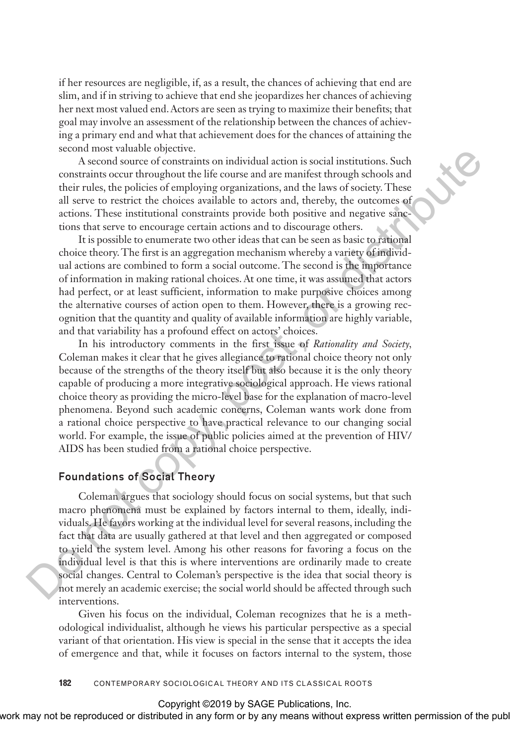if her resources are negligible, if, as a result, the chances of achieving that end are slim, and if in striving to achieve that end she jeopardizes her chances of achieving her next most valued end. Actors are seen as trying to maximize their benefits; that goal may involve an assessment of the relationship between the chances of achieving a primary end and what that achievement does for the chances of attaining the second most valuable objective.

A second source of constraints on individual action is social institutions. Such constraints occur throughout the life course and are manifest through schools and their rules, the policies of employing organizations, and the laws of society. These all serve to restrict the choices available to actors and, thereby, the outcomes of actions. These institutional constraints provide both positive and negative sanctions that serve to encourage certain actions and to discourage others.

It is possible to enumerate two other ideas that can be seen as basic to rational choice theory. The first is an aggregation mechanism whereby a variety of individual actions are combined to form a social outcome. The second is the importance of information in making rational choices. At one time, it was assumed that actors had perfect, or at least sufficient, information to make purposive choices among the alternative courses of action open to them. However, there is a growing recognition that the quantity and quality of available information are highly variable, and that variability has a profound effect on actors' choices.

In his introductory comments in the first issue of *Rationality and Society*, Coleman makes it clear that he gives allegiance to rational choice theory not only because of the strengths of the theory itself but also because it is the only theory capable of producing a more integrative sociological approach. He views rational choice theory as providing the micro-level base for the explanation of macro-level phenomena. Beyond such academic concerns, Coleman wants work done from a rational choice perspective to have practical relevance to our changing social world. For example, the issue of public policies aimed at the prevention of HIV/AIDS has been studied from a rational choice perspective.

### Foundations of Social Theory

Coleman argues that sociology should focus on social systems, but that such macro phenomena must be explained by factors internal to them, ideally, individuals. He favors working at the individual level for several reasons, including the fact that data are usually gathered at that level and then aggregated or composed to yield the system level. Among his other reasons for favoring a focus on the individual level is that this is where interventions are ordinarily made to create social changes. Central to Coleman's perspective is the idea that social theory is not merely an academic exercise; the social world should be affected through such interventions.

Given his focus on the individual, Coleman recognizes that he is a methodological individualist, although he views his particular perspective as a special variant of that orientation. His view is special in the sense that it accepts the idea of emergence and that, while it focuses on factors internal to the system, those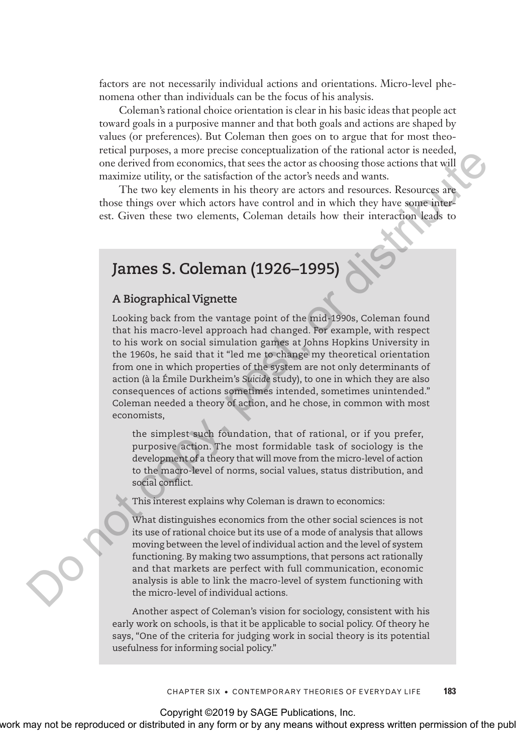factors are not necessarily individual actions and orientations. Micro-level phenomena other than individuals can be the focus of his analysis.

Coleman's rational choice orientation is clear in his basic ideas that people act toward goals in a purposive manner and that both goals and actions are shaped by values (or preferences). But Coleman then goes on to argue that for most theoretical purposes, a more precise conceptualization of the rational actor is needed, one derived from economics, that sees the actor as choosing those actions that will maximize utility, or the satisfaction of the actor's needs and wants.

The two key elements in his theory are actors and resources. Resources are those things over which actors have control and in which they have some interest. Given these two elements, Coleman details how their interaction leads to

## James S. Coleman (1926–1995)

### A Biographical Vignette

Looking back from the vantage point of the mid-1990s, Coleman found that his macro-level approach had changed. For example, with respect to his work on social simulation games at Johns Hopkins University in the 1960s, he said that it "led me to change my theoretical orientation from one in which properties of the system are not only determinants of action (à la Émile Durkheim's *Suicide* study), to one in which they are also consequences of actions sometimes intended, sometimes unintended." Coleman needed a theory of action, and he chose, in common with most economists,

> the simplest such foundation, that of rational, or if you prefer, purposive action. The most formidable task of sociology is the development of a theory that will move from the micro-level of action to the macro-level of norms, social values, status distribution, and social conflict.

This interest explains why Coleman is drawn to economics:

> What distinguishes economics from the other social sciences is not its use of rational choice but its use of a mode of analysis that allows moving between the level of individual action and the level of system functioning. By making two assumptions, that persons act rationally and that markets are perfect with full communication, economic analysis is able to link the macro-level of system functioning with the micro-level of individual actions.

Another aspect of Coleman's vision for sociology, consistent with his early work on schools, is that it be applicable to social policy. Of theory he says, "One of the criteria for judging work in social theory is its potential usefulness for informing social policy."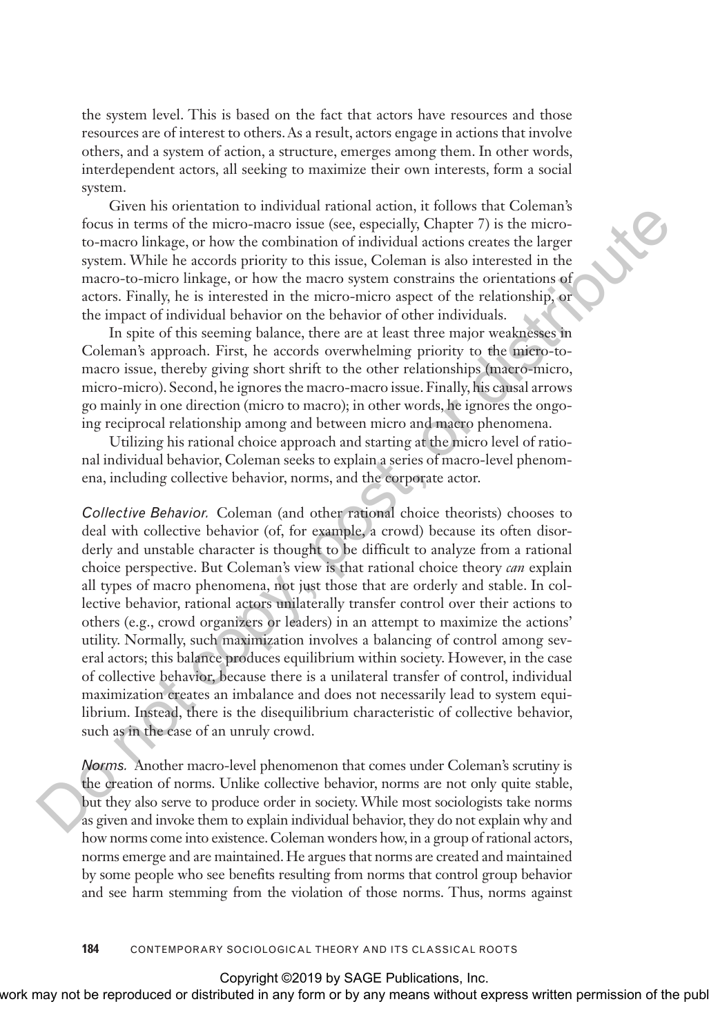the system level. This is based on the fact that actors have resources and those resources are of interest to others. As a result, actors engage in actions that involve others, and a system of action, a structure, emerges among them. In other words, interdependent actors, all seeking to maximize their own interests, form a social system.

Given his orientation to individual rational action, it follows that Coleman's focus in terms of the micro-macro issue (see, especially, Chapter 7) is the micro-to-macro linkage, or how the combination of individual actions creates the larger system. While he accords priority to this issue, Coleman is also interested in the macro-to-micro linkage, or how the macro system constrains the orientations of actors. Finally, he is interested in the micro-micro aspect of the relationship, or the impact of individual behavior on the behavior of other individuals.

In spite of this seeming balance, there are at least three major weaknesses in Coleman's approach. First, he accords overwhelming priority to the micro-to-macro issue, thereby giving short shrift to the other relationships (macro-micro, micro-micro). Second, he ignores the macro-macro issue. Finally, his causal arrows go mainly in one direction (micro to macro); in other words, he ignores the ongoing reciprocal relationship among and between micro and macro phenomena.

Utilizing his rational choice approach and starting at the micro level of rational individual behavior, Coleman seeks to explain a series of macro-level phenomena, including collective behavior, norms, and the corporate actor.

*Collective Behavior.* Coleman (and other rational choice theorists) chooses to deal with collective behavior (of, for example, a crowd) because its often disorderly and unstable character is thought to be difficult to analyze from a rational choice perspective. But Coleman's view is that rational choice theory *can* explain all types of macro phenomena, not just those that are orderly and stable. In collective behavior, rational actors unilaterally transfer control over their actions to others (e.g., crowd organizers or leaders) in an attempt to maximize the actions' utility. Normally, such maximization involves a balancing of control among several actors; this balance produces equilibrium within society. However, in the case of collective behavior, because there is a unilateral transfer of control, individual maximization creates an imbalance and does not necessarily lead to system equilibrium. Instead, there is the disequilibrium characteristic of collective behavior, such as in the case of an unruly crowd.

*Norms.* Another macro-level phenomenon that comes under Coleman's scrutiny is the creation of norms. Unlike collective behavior, norms are not only quite stable, but they also serve to produce order in society. While most sociologists take norms as given and invoke them to explain individual behavior, they do not explain why and how norms come into existence. Coleman wonders how, in a group of rational actors, norms emerge and are maintained. He argues that norms are created and maintained by some people who see benefits resulting from norms that control group behavior and see harm stemming from the violation of those norms. Thus, norms against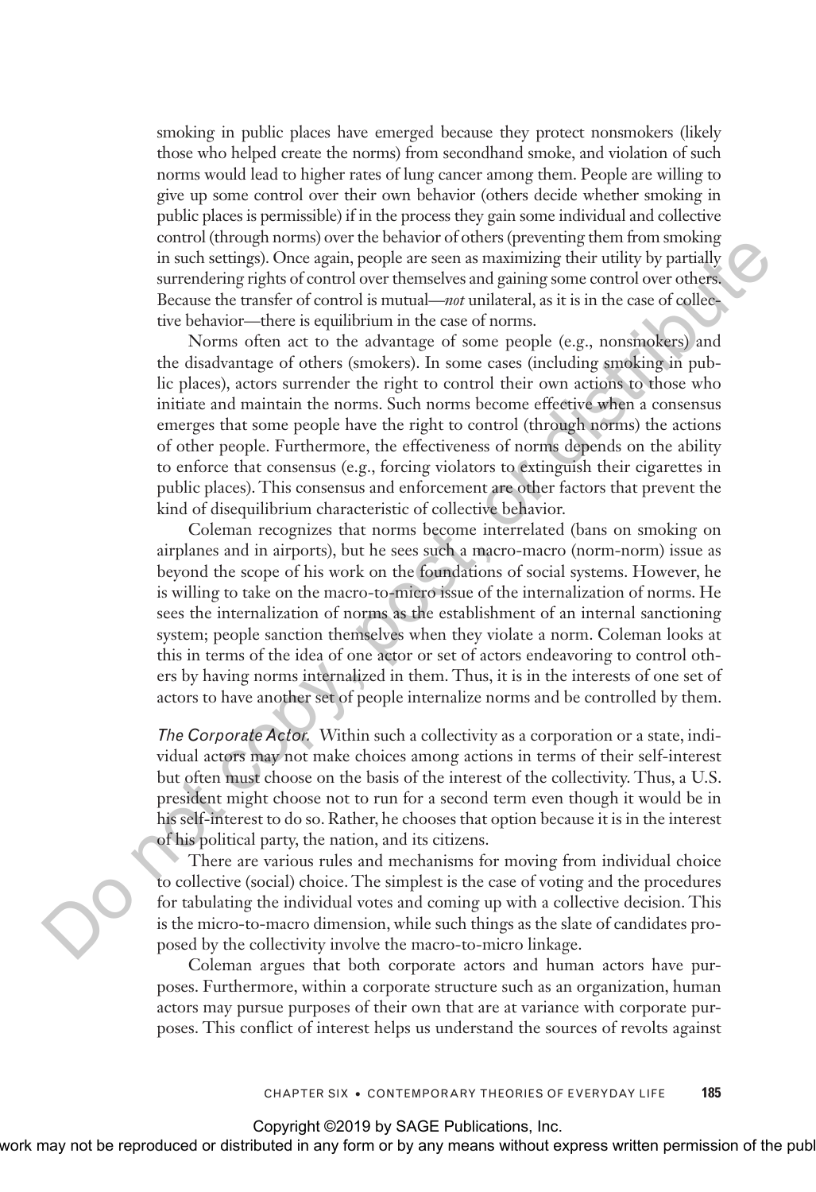smoking in public places have emerged because they protect nonsmokers (likely those who helped create the norms) from secondhand smoke, and violation of such norms would lead to higher rates of lung cancer among them. People are willing to give up some control over their own behavior (others decide whether smoking in public places is permissible) if in the process they gain some individual and collective control (through norms) over the behavior of others (preventing them from smoking in such settings). Once again, people are seen as maximizing their utility by partially surrendering rights of control over themselves and gaining some control over others. Because the transfer of control is mutual—*not* unilateral, as it is in the case of collective behavior—there is equilibrium in the case of norms.

Norms often act to the advantage of some people (e.g., nonsmokers) and the disadvantage of others (smokers). In some cases (including smoking in public places), actors surrender the right to control their own actions to those who initiate and maintain the norms. Such norms become effective when a consensus emerges that some people have the right to control (through norms) the actions of other people. Furthermore, the effectiveness of norms depends on the ability to enforce that consensus (e.g., forcing violators to extinguish their cigarettes in public places). This consensus and enforcement are other factors that prevent the kind of disequilibrium characteristic of collective behavior.

Coleman recognizes that norms become interrelated (bans on smoking on airplanes and in airports), but he sees such a macro-macro (norm-norm) issue as beyond the scope of his work on the foundations of social systems. However, he is willing to take on the macro-to-micro issue of the internalization of norms. He sees the internalization of norms as the establishment of an internal sanctioning system; people sanction themselves when they violate a norm. Coleman looks at this in terms of the idea of one actor or set of actors endeavoring to control others by having norms internalized in them. Thus, it is in the interests of one set of actors to have another set of people internalize norms and be controlled by them.

*The Corporate Actor.* Within such a collectivity as a corporation or a state, individual actors may not make choices among actions in terms of their self-interest but often must choose on the basis of the interest of the collectivity. Thus, a U.S. president might choose not to run for a second term even though it would be in his self-interest to do so. Rather, he chooses that option because it is in the interest of his political party, the nation, and its citizens.

There are various rules and mechanisms for moving from individual choice to collective (social) choice. The simplest is the case of voting and the procedures for tabulating the individual votes and coming up with a collective decision. This is the micro-to-macro dimension, while such things as the slate of candidates proposed by the collectivity involve the macro-to-micro linkage.

Coleman argues that both corporate actors and human actors have purposes. Furthermore, within a corporate structure such as an organization, human actors may pursue purposes of their own that are at variance with corporate purposes. This conflict of interest helps us understand the sources of revolts against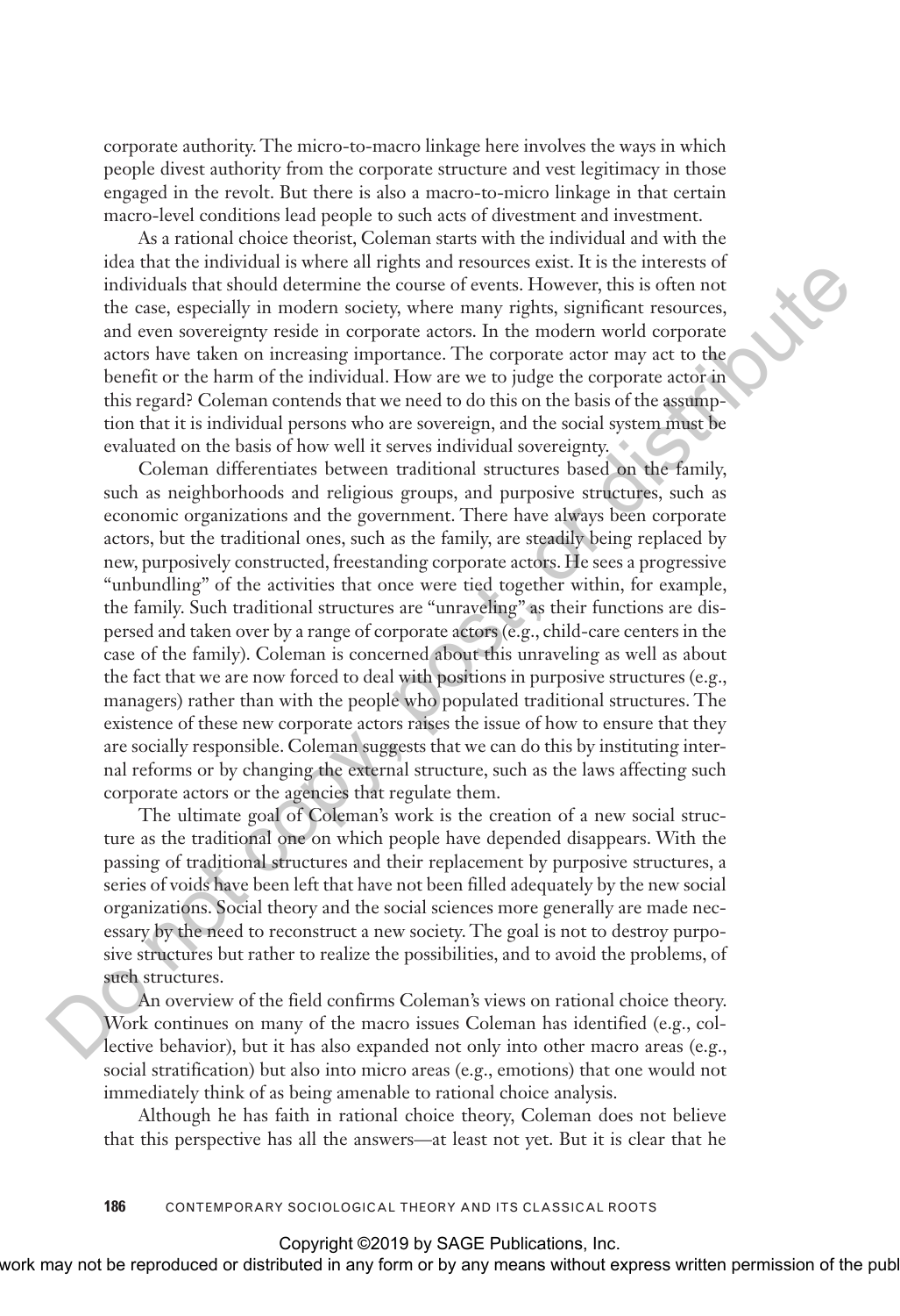corporate authority. The micro-to-macro linkage here involves the ways in which people divest authority from the corporate structure and vest legitimacy in those engaged in the revolt. But there is also a macro-to-micro linkage in that certain macro-level conditions lead people to such acts of divestment and investment.

As a rational choice theorist, Coleman starts with the individual and with the idea that the individual is where all rights and resources exist. It is the interests of individuals that should determine the course of events. However, this is often not the case, especially in modern society, where many rights, significant resources, and even sovereignty reside in corporate actors. In the modern world corporate actors have taken on increasing importance. The corporate actor may act to the benefit or the harm of the individual. How are we to judge the corporate actor in this regard? Coleman contends that we need to do this on the basis of the assumption that it is individual persons who are sovereign, and the social system must be evaluated on the basis of how well it serves individual sovereignty.

Coleman differentiates between traditional structures based on the family, such as neighborhoods and religious groups, and purposive structures, such as economic organizations and the government. There have always been corporate actors, but the traditional ones, such as the family, are steadily being replaced by new, purposively constructed, freestanding corporate actors. He sees a progressive "unbundling" of the activities that once were tied together within, for example, the family. Such traditional structures are "unraveling" as their functions are dispersed and taken over by a range of corporate actors (e.g., child-care centers in the case of the family). Coleman is concerned about this unraveling as well as about the fact that we are now forced to deal with positions in purposive structures (e.g., managers) rather than with the people who populated traditional structures. The existence of these new corporate actors raises the issue of how to ensure that they are socially responsible. Coleman suggests that we can do this by instituting internal reforms or by changing the external structure, such as the laws affecting such corporate actors or the agencies that regulate them.

The ultimate goal of Coleman's work is the creation of a new social structure as the traditional one on which people have depended disappears. With the passing of traditional structures and their replacement by purposive structures, a series of voids have been left that have not been filled adequately by the new social organizations. Social theory and the social sciences more generally are made necessary by the need to reconstruct a new society. The goal is not to destroy purposive structures but rather to realize the possibilities, and to avoid the problems, of such structures.

An overview of the field confirms Coleman's views on rational choice theory. Work continues on many of the macro issues Coleman has identified (e.g., collective behavior), but it has also expanded not only into other macro areas (e.g., social stratification) but also into micro areas (e.g., emotions) that one would not immediately think of as being amenable to rational choice analysis.

Although he has faith in rational choice theory, Coleman does not believe that this perspective has all the answers—at least not yet. But it is clear that he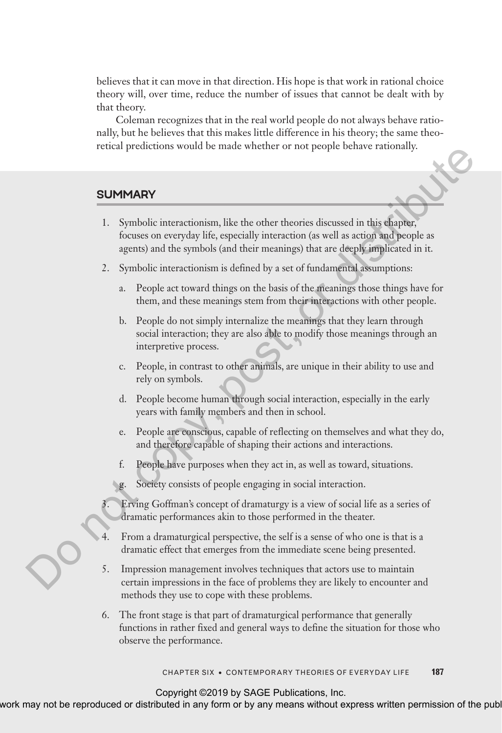believes that it can move in that direction. His hope is that work in rational choice theory will, over time, reduce the number of issues that cannot be dealt with by that theory.

Coleman recognizes that in the real world people do not always behave rationally, but he believes that this makes little difference in his theory; the same theoretical predictions would be made whether or not people behave rationally.

## SUMMARY

1. Symbolic interactionism, like the other theories discussed in this chapter, focuses on everyday life, especially interaction (as well as action and people as agents) and the symbols (and their meanings) that are deeply implicated in it.
2. Symbolic interactionism is defined by a set of fundamental assumptions:
   a. People act toward things on the basis of the meanings those things have for them, and these meanings stem from their interactions with other people.
   b. People do not simply internalize the meanings that they learn through social interaction; they are also able to modify those meanings through an interpretive process.
   c. People, in contrast to other animals, are unique in their ability to use and rely on symbols.
   d. People become human through social interaction, especially in the early years with family members and then in school.
   e. People are conscious, capable of reflecting on themselves and what they do, and therefore capable of shaping their actions and interactions.
   f. People have purposes when they act in, as well as toward, situations.
   g. Society consists of people engaging in social interaction.
3. Erving Goffman's concept of dramaturgy is a view of social life as a series of dramatic performances akin to those performed in the theater.
4. From a dramaturgical perspective, the self is a sense of who one is that is a dramatic effect that emerges from the immediate scene being presented.
5. Impression management involves techniques that actors use to maintain certain impressions in the face of problems they are likely to encounter and methods they use to cope with these problems.
6. The front stage is that part of dramaturgical performance that generally functions in rather fixed and general ways to define the situation for those who observe the performance.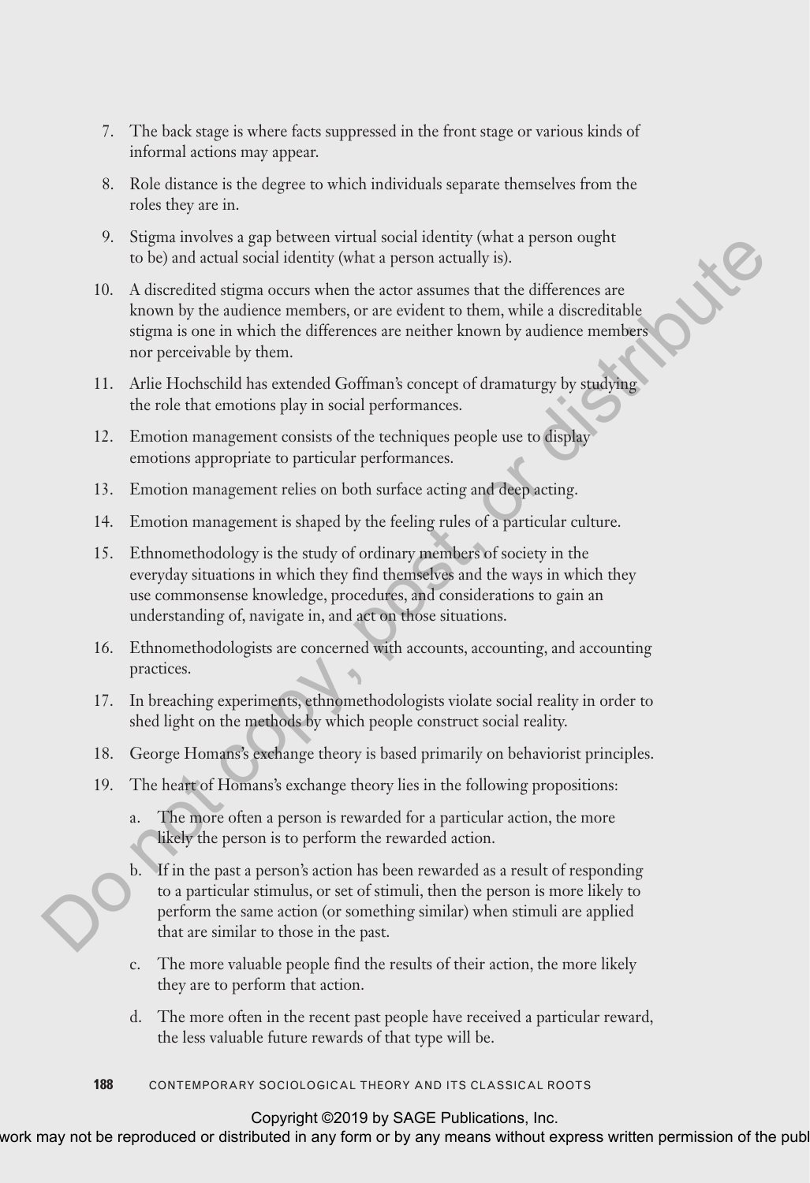7. The back stage is where facts suppressed in the front stage or various kinds of informal actions may appear.

8. Role distance is the degree to which individuals separate themselves from the roles they are in.

9. Stigma involves a gap between virtual social identity (what a person ought to be) and actual social identity (what a person actually is).

10. A discredited stigma occurs when the actor assumes that the differences are known by the audience members, or are evident to them, while a discreditable stigma is one in which the differences are neither known by audience members nor perceivable by them.

11. Arlie Hochschild has extended Goffman's concept of dramaturgy by studying the role that emotions play in social performances.

12. Emotion management consists of the techniques people use to display emotions appropriate to particular performances.

13. Emotion management relies on both surface acting and deep acting.

14. Emotion management is shaped by the feeling rules of a particular culture.

15. Ethnomethodology is the study of ordinary members of society in the everyday situations in which they find themselves and the ways in which they use commonsense knowledge, procedures, and considerations to gain an understanding of, navigate in, and act on those situations.

16. Ethnomethodologists are concerned with accounts, accounting, and accounting practices.

17. In breaching experiments, ethnomethodologists violate social reality in order to shed light on the methods by which people construct social reality.

18. George Homans's exchange theory is based primarily on behaviorist principles.

19. The heart of Homans's exchange theory lies in the following propositions:

    a. The more often a person is rewarded for a particular action, the more likely the person is to perform the rewarded action.

    b. If in the past a person's action has been rewarded as a result of responding to a particular stimulus, or set of stimuli, then the person is more likely to perform the same action (or something similar) when stimuli are applied that are similar to those in the past.

    c. The more valuable people find the results of their action, the more likely they are to perform that action.

    d. The more often in the recent past people have received a particular reward, the less valuable future rewards of that type will be.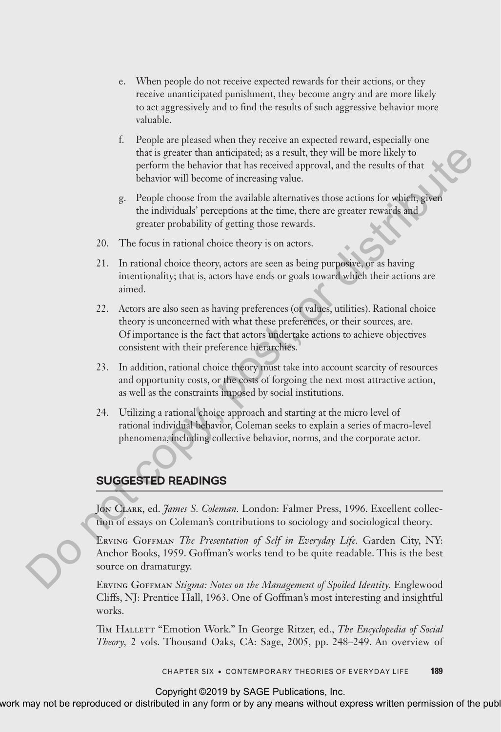e. When people do not receive expected rewards for their actions, or they receive unanticipated punishment, they become angry and are more likely to act aggressively and to find the results of such aggressive behavior more valuable.

f. People are pleased when they receive an expected reward, especially one that is greater than anticipated; as a result, they will be more likely to perform the behavior that has received approval, and the results of that behavior will become of increasing value.

g. People choose from the available alternatives those actions for which, given the individuals' perceptions at the time, there are greater rewards and greater probability of getting those rewards.

20. The focus in rational choice theory is on actors.

21. In rational choice theory, actors are seen as being purposive, or as having intentionality; that is, actors have ends or goals toward which their actions are aimed.

22. Actors are also seen as having preferences (or values, utilities). Rational choice theory is unconcerned with what these preferences, or their sources, are. Of importance is the fact that actors undertake actions to achieve objectives consistent with their preference hierarchies.

23. In addition, rational choice theory must take into account scarcity of resources and opportunity costs, or the costs of forgoing the next most attractive action, as well as the constraints imposed by social institutions.

24. Utilizing a rational choice approach and starting at the micro level of rational individual behavior, Coleman seeks to explain a series of macro-level phenomena, including collective behavior, norms, and the corporate actor.

## SUGGESTED READINGS

Jon Clark, ed. *James S. Coleman.* London: Falmer Press, 1996. Excellent collection of essays on Coleman's contributions to sociology and sociological theory.

Erving Goffman *The Presentation of Self in Everyday Life.* Garden City, NY: Anchor Books, 1959. Goffman's works tend to be quite readable. This is the best source on dramaturgy.

Erving Goffman *Stigma: Notes on the Management of Spoiled Identity.* Englewood Cliffs, NJ: Prentice Hall, 1963. One of Goffman's most interesting and insightful works.

Tim Hallett "Emotion Work." In George Ritzer, ed., *The Encyclopedia of Social Theory*, 2 vols. Thousand Oaks, CA: Sage, 2005, pp. 248–249. An overview of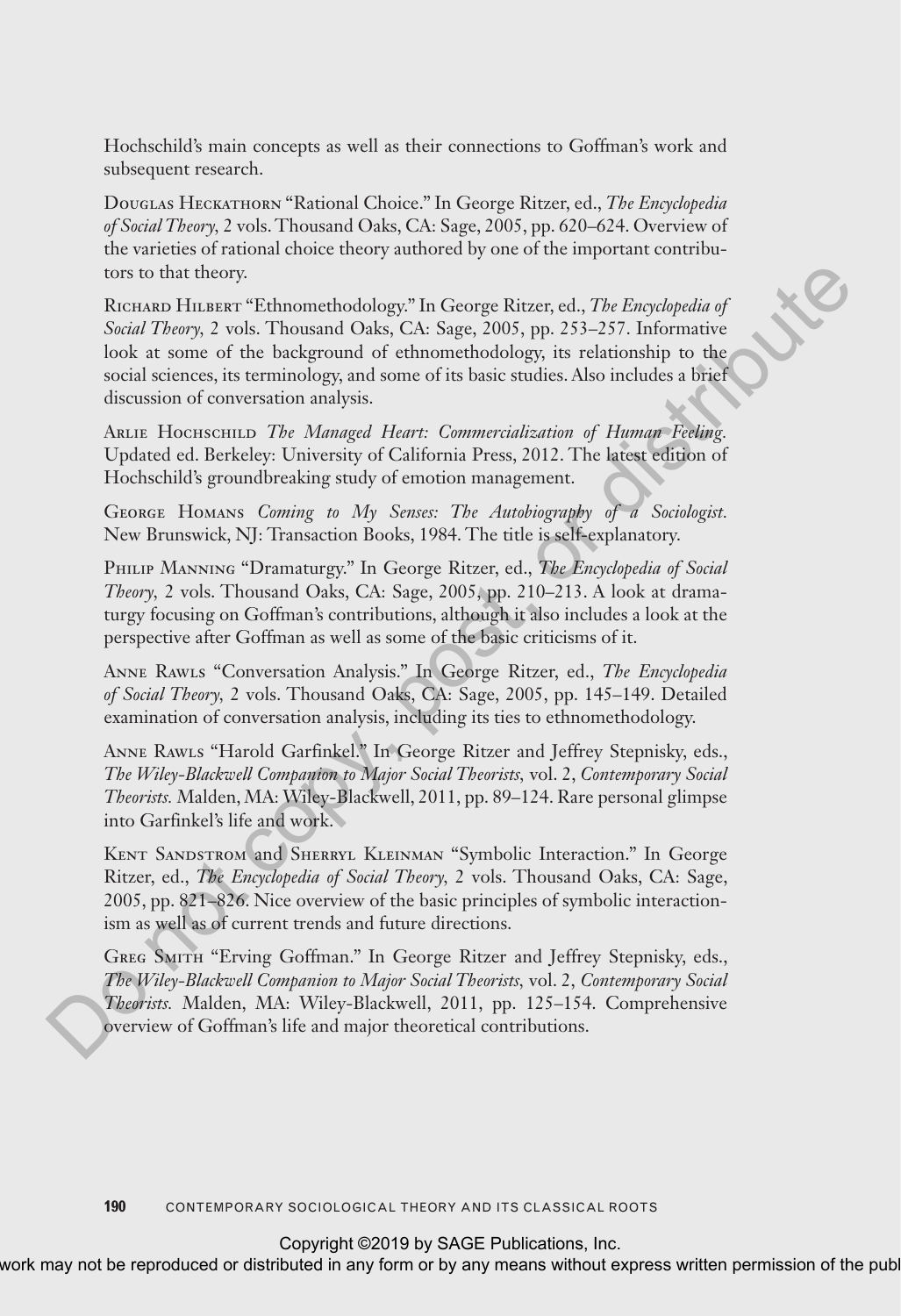Hochschild's main concepts as well as their connections to Goffman's work and subsequent research.

Douglas Heckathorn "Rational Choice." In George Ritzer, ed., *The Encyclopedia of Social Theory*, 2 vols. Thousand Oaks, CA: Sage, 2005, pp. 620–624. Overview of the varieties of rational choice theory authored by one of the important contributors to that theory.

Richard Hilbert "Ethnomethodology." In George Ritzer, ed., *The Encyclopedia of Social Theory*, 2 vols. Thousand Oaks, CA: Sage, 2005, pp. 253–257. Informative look at some of the background of ethnomethodology, its relationship to the social sciences, its terminology, and some of its basic studies. Also includes a brief discussion of conversation analysis.

Arlie Hochschild *The Managed Heart: Commercialization of Human Feeling*. Updated ed. Berkeley: University of California Press, 2012. The latest edition of Hochschild's groundbreaking study of emotion management.

George Homans *Coming to My Senses: The Autobiography of a Sociologist*. New Brunswick, NJ: Transaction Books, 1984. The title is self-explanatory.

Philip Manning "Dramaturgy." In George Ritzer, ed., *The Encyclopedia of Social Theory*, 2 vols. Thousand Oaks, CA: Sage, 2005, pp. 210–213. A look at dramaturgy focusing on Goffman's contributions, although it also includes a look at the perspective after Goffman as well as some of the basic criticisms of it.

Anne Rawls "Conversation Analysis." In George Ritzer, ed., *The Encyclopedia of Social Theory*, 2 vols. Thousand Oaks, CA: Sage, 2005, pp. 145–149. Detailed examination of conversation analysis, including its ties to ethnomethodology.

Anne Rawls "Harold Garfinkel." In George Ritzer and Jeffrey Stepnisky, eds., *The Wiley-Blackwell Companion to Major Social Theorists*, vol. 2, *Contemporary Social Theorists*. Malden, MA: Wiley-Blackwell, 2011, pp. 89–124. Rare personal glimpse into Garfinkel's life and work.

Kent Sandstrom and Sherryl Kleinman "Symbolic Interaction." In George Ritzer, ed., *The Encyclopedia of Social Theory*, 2 vols. Thousand Oaks, CA: Sage, 2005, pp. 821–826. Nice overview of the basic principles of symbolic interactionism as well as of current trends and future directions.

Greg Smith "Erving Goffman." In George Ritzer and Jeffrey Stepnisky, eds., *The Wiley-Blackwell Companion to Major Social Theorists*, vol. 2, *Contemporary Social Theorists*. Malden, MA: Wiley-Blackwell, 2011, pp. 125–154. Comprehensive overview of Goffman's life and major theoretical contributions.